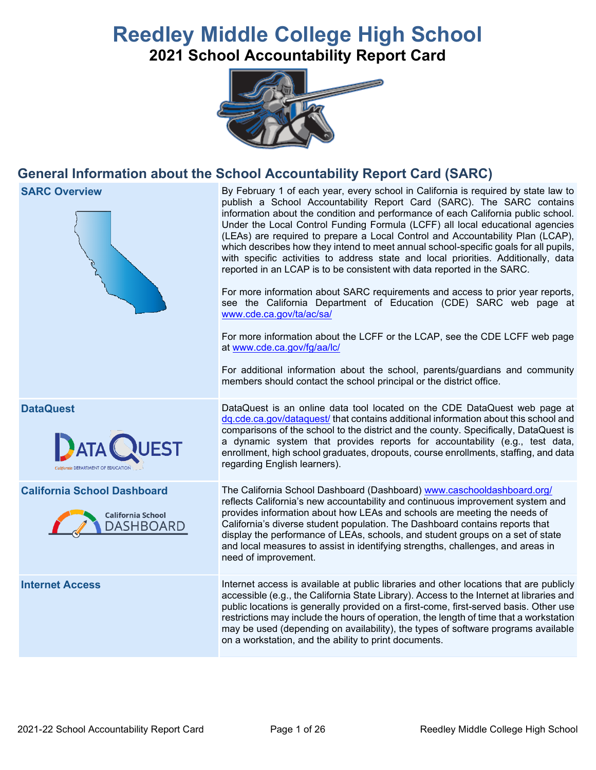# Reedley Middle College High School

## 2021 School Accountability Report Card

## General Information about the School Accountability Report Card (SARC)

| | |
|---|---|
| **SARC Overview** | By February 1 of each year, every school in California is required by state law to publish a School Accountability Report Card (SARC). The SARC contains information about the condition and performance of each California public school. Under the Local Control Funding Formula (LCFF) all local educational agencies (LEAs) are required to prepare a Local Control and Accountability Plan (LCAP), which describes how they intend to meet annual school-specific goals for all pupils, with specific activities to address state and local priorities. Additionally, data reported in an LCAP is to be consistent with data reported in the SARC.<br><br>For more information about SARC requirements and access to prior year reports, see the California Department of Education (CDE) SARC web page at www.cde.ca.gov/ta/ac/sa/<br><br>For more information about the LCFF or the LCAP, see the CDE LCFF web page at www.cde.ca.gov/fg/aa/lc/<br><br>For additional information about the school, parents/guardians and community members should contact the school principal or the district office. |
| **DataQuest** | DataQuest is an online data tool located on the CDE DataQuest web page at dq.cde.ca.gov/dataquest/ that contains additional information about this school and comparisons of the school to the district and the county. Specifically, DataQuest is a dynamic system that provides reports for accountability (e.g., test data, enrollment, high school graduates, dropouts, course enrollments, staffing, and data regarding English learners). |
| **California School Dashboard** | The California School Dashboard (Dashboard) www.caschooldashboard.org/ reflects California's new accountability and continuous improvement system and provides information about how LEAs and schools are meeting the needs of California's diverse student population. The Dashboard contains reports that display the performance of LEAs, schools, and student groups on a set of state and local measures to assist in identifying strengths, challenges, and areas in need of improvement. |
| **Internet Access** | Internet access is available at public libraries and other locations that are publicly accessible (e.g., the California State Library). Access to the Internet at libraries and public locations is generally provided on a first-come, first-served basis. Other use restrictions may include the hours of operation, the length of time that a workstation may be used (depending on availability), the types of software programs available on a workstation, and the ability to print documents. |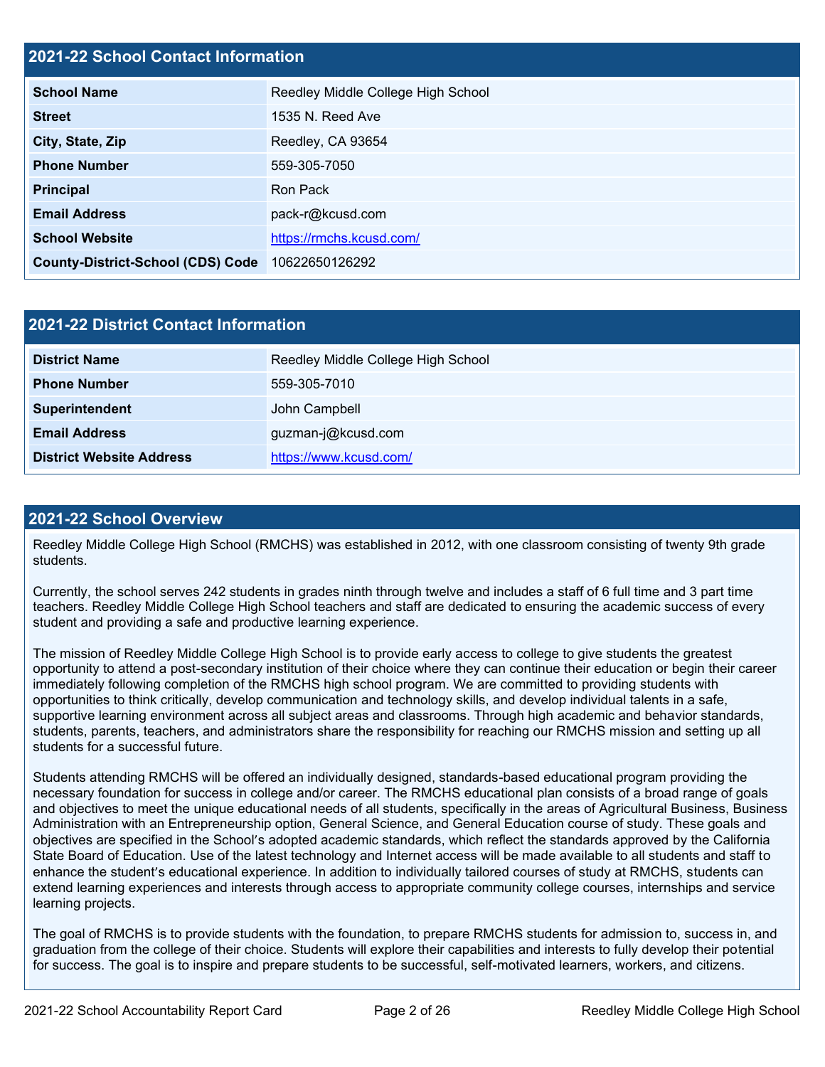## 2021-22 School Contact Information

| | |
|---|---|
| **School Name** | Reedley Middle College High School |
| **Street** | 1535 N. Reed Ave |
| **City, State, Zip** | Reedley, CA 93654 |
| **Phone Number** | 559-305-7050 |
| **Principal** | Ron Pack |
| **Email Address** | pack-r@kcusd.com |
| **School Website** | https://rmchs.kcusd.com/ |
| **County-District-School (CDS) Code** | 10622650126292 |

## 2021-22 District Contact Information

| | |
|---|---|
| **District Name** | Reedley Middle College High School |
| **Phone Number** | 559-305-7010 |
| **Superintendent** | John Campbell |
| **Email Address** | guzman-j@kcusd.com |
| **District Website Address** | https://www.kcusd.com/ |

## 2021-22 School Overview

Reedley Middle College High School (RMCHS) was established in 2012, with one classroom consisting of twenty 9th grade students.

Currently, the school serves 242 students in grades ninth through twelve and includes a staff of 6 full time and 3 part time teachers. Reedley Middle College High School teachers and staff are dedicated to ensuring the academic success of every student and providing a safe and productive learning experience.

The mission of Reedley Middle College High School is to provide early access to college to give students the greatest opportunity to attend a post-secondary institution of their choice where they can continue their education or begin their career immediately following completion of the RMCHS high school program. We are committed to providing students with opportunities to think critically, develop communication and technology skills, and develop individual talents in a safe, supportive learning environment across all subject areas and classrooms. Through high academic and behavior standards, students, parents, teachers, and administrators share the responsibility for reaching our RMCHS mission and setting up all students for a successful future.

Students attending RMCHS will be offered an individually designed, standards-based educational program providing the necessary foundation for success in college and/or career. The RMCHS educational plan consists of a broad range of goals and objectives to meet the unique educational needs of all students, specifically in the areas of Agricultural Business, Business Administration with an Entrepreneurship option, General Science, and General Education course of study. These goals and objectives are specified in the School's adopted academic standards, which reflect the standards approved by the California State Board of Education. Use of the latest technology and Internet access will be made available to all students and staff to enhance the student's educational experience. In addition to individually tailored courses of study at RMCHS, students can extend learning experiences and interests through access to appropriate community college courses, internships and service learning projects.

The goal of RMCHS is to provide students with the foundation, to prepare RMCHS students for admission to, success in, and graduation from the college of their choice. Students will explore their capabilities and interests to fully develop their potential for success. The goal is to inspire and prepare students to be successful, self-motivated learners, workers, and citizens.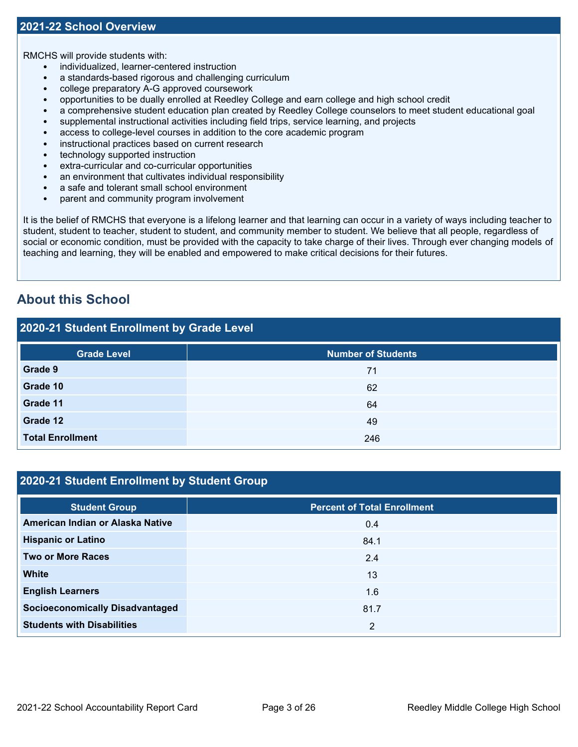## 2021-22 School Overview

RMCHS will provide students with:

- individualized, learner-centered instruction
- a standards-based rigorous and challenging curriculum
- college preparatory A-G approved coursework
- opportunities to be dually enrolled at Reedley College and earn college and high school credit
- a comprehensive student education plan created by Reedley College counselors to meet student educational goal
- supplemental instructional activities including field trips, service learning, and projects
- access to college-level courses in addition to the core academic program
- instructional practices based on current research
- technology supported instruction
- extra-curricular and co-curricular opportunities
- an environment that cultivates individual responsibility
- a safe and tolerant small school environment
- parent and community program involvement

It is the belief of RMCHS that everyone is a lifelong learner and that learning can occur in a variety of ways including teacher to student, student to teacher, student to student, and community member to student. We believe that all people, regardless of social or economic condition, must be provided with the capacity to take charge of their lives. Through ever changing models of teaching and learning, they will be enabled and empowered to make critical decisions for their futures.

# About this School

## 2020-21 Student Enrollment by Grade Level

| Grade Level | Number of Students |
| --- | --- |
| **Grade 9** | 71 |
| **Grade 10** | 62 |
| **Grade 11** | 64 |
| **Grade 12** | 49 |
| **Total Enrollment** | 246 |

## 2020-21 Student Enrollment by Student Group

| Student Group | Percent of Total Enrollment |
| --- | --- |
| **American Indian or Alaska Native** | 0.4 |
| **Hispanic or Latino** | 84.1 |
| **Two or More Races** | 2.4 |
| **White** | 13 |
| **English Learners** | 1.6 |
| **Socioeconomically Disadvantaged** | 81.7 |
| **Students with Disabilities** | 2 |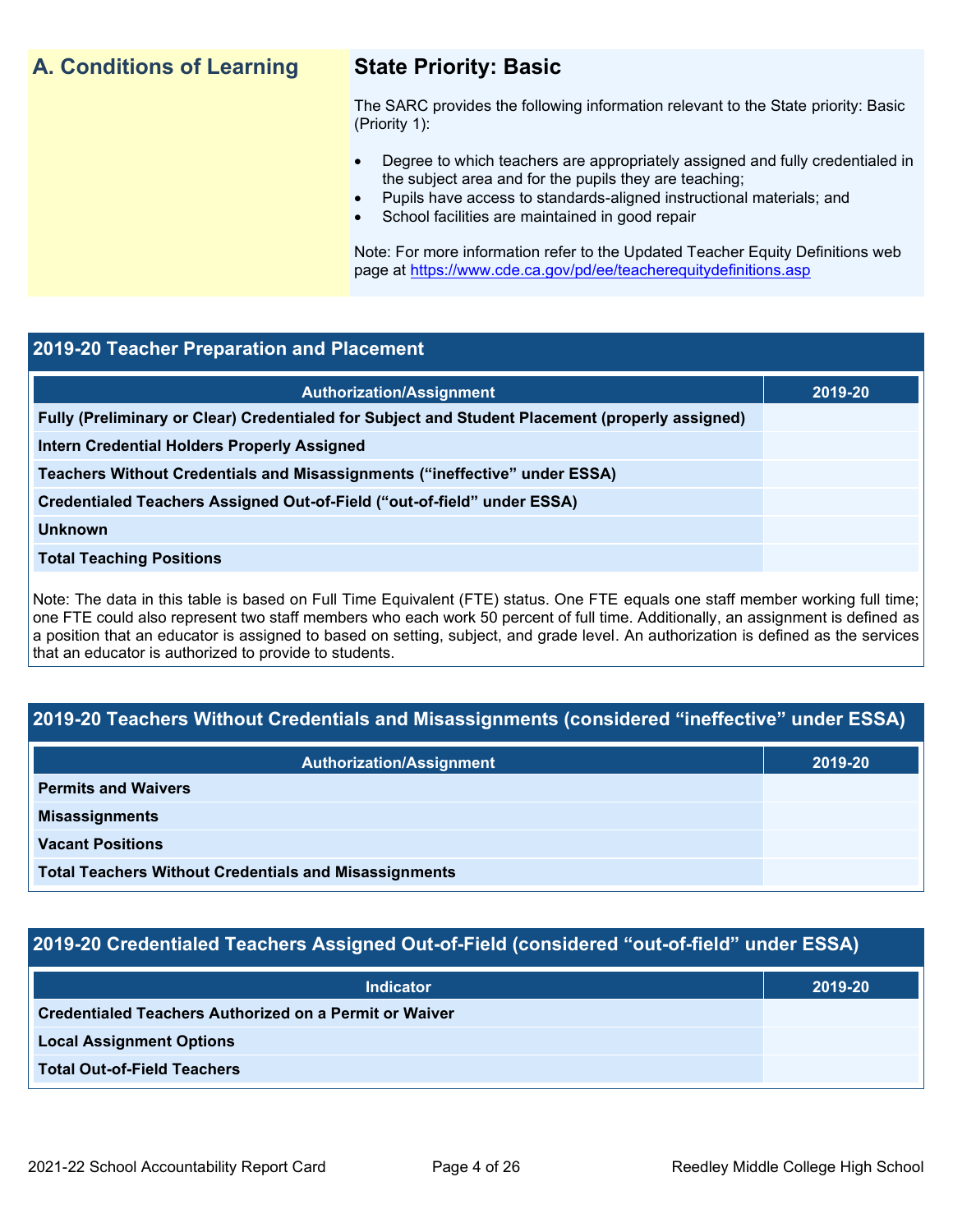## A. Conditions of Learning

### State Priority: Basic

The SARC provides the following information relevant to the State priority: Basic (Priority 1):

- Degree to which teachers are appropriately assigned and fully credentialed in the subject area and for the pupils they are teaching;
- Pupils have access to standards-aligned instructional materials; and
- School facilities are maintained in good repair

Note: For more information refer to the Updated Teacher Equity Definitions web page at https://www.cde.ca.gov/pd/ee/teacherequitydefinitions.asp

### 2019-20 Teacher Preparation and Placement

| Authorization/Assignment | 2019-20 |
|---|---|
| **Fully (Preliminary or Clear) Credentialed for Subject and Student Placement (properly assigned)** | |
| **Intern Credential Holders Properly Assigned** | |
| **Teachers Without Credentials and Misassignments ("ineffective" under ESSA)** | |
| **Credentialed Teachers Assigned Out-of-Field ("out-of-field" under ESSA)** | |
| **Unknown** | |
| **Total Teaching Positions** | |

Note: The data in this table is based on Full Time Equivalent (FTE) status. One FTE equals one staff member working full time; one FTE could also represent two staff members who each work 50 percent of full time. Additionally, an assignment is defined as a position that an educator is assigned to based on setting, subject, and grade level. An authorization is defined as the services that an educator is authorized to provide to students.

### 2019-20 Teachers Without Credentials and Misassignments (considered "ineffective" under ESSA)

| Authorization/Assignment | 2019-20 |
|---|---|
| **Permits and Waivers** | |
| **Misassignments** | |
| **Vacant Positions** | |
| **Total Teachers Without Credentials and Misassignments** | |

### 2019-20 Credentialed Teachers Assigned Out-of-Field (considered "out-of-field" under ESSA)

| Indicator | 2019-20 |
|---|---|
| **Credentialed Teachers Authorized on a Permit or Waiver** | |
| **Local Assignment Options** | |
| **Total Out-of-Field Teachers** | |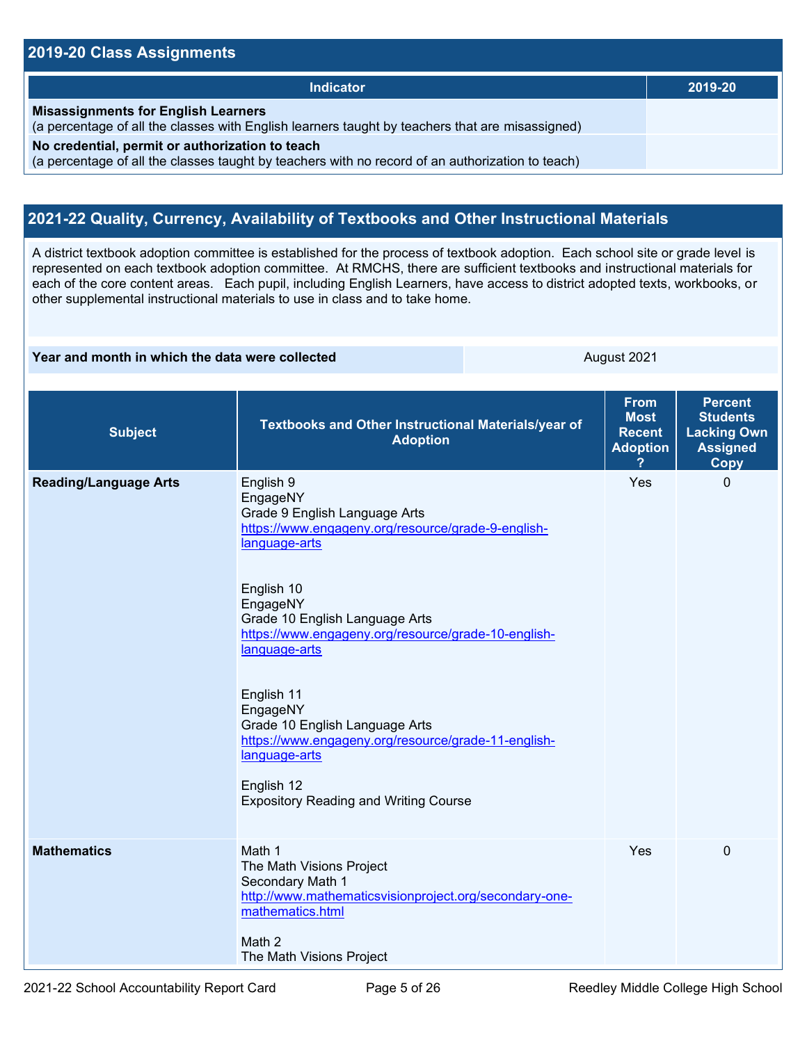## 2019-20 Class Assignments

| Indicator | 2019-20 |
| --- | --- |
| **Misassignments for English Learners** (a percentage of all the classes with English learners taught by teachers that are misassigned) | |
| **No credential, permit or authorization to teach** (a percentage of all the classes taught by teachers with no record of an authorization to teach) | |

## 2021-22 Quality, Currency, Availability of Textbooks and Other Instructional Materials

A district textbook adoption committee is established for the process of textbook adoption. Each school site or grade level is represented on each textbook adoption committee. At RMCHS, there are sufficient textbooks and instructional materials for each of the core content areas. Each pupil, including English Learners, have access to district adopted texts, workbooks, or other supplemental instructional materials to use in class and to take home.

| | |
| --- | --- |
| **Year and month in which the data were collected** | August 2021 |

| Subject | Textbooks and Other Instructional Materials/year of Adoption | From Most Recent Adoption ? | Percent Students Lacking Own Assigned Copy |
| --- | --- | --- | --- |
| **Reading/Language Arts** | English 9<br>EngageNY<br>Grade 9 English Language Arts<br>https://www.engageny.org/resource/grade-9-english-language-arts<br><br>English 10<br>EngageNY<br>Grade 10 English Language Arts<br>https://www.engageny.org/resource/grade-10-english-language-arts<br><br>English 11<br>EngageNY<br>Grade 10 English Language Arts<br>https://www.engageny.org/resource/grade-11-english-language-arts<br><br>English 12<br>Expository Reading and Writing Course | Yes | 0 |
| **Mathematics** | Math 1<br>The Math Visions Project<br>Secondary Math 1<br>http://www.mathematicsvisionproject.org/secondary-one-mathematics.html<br><br>Math 2<br>The Math Visions Project | Yes | 0 |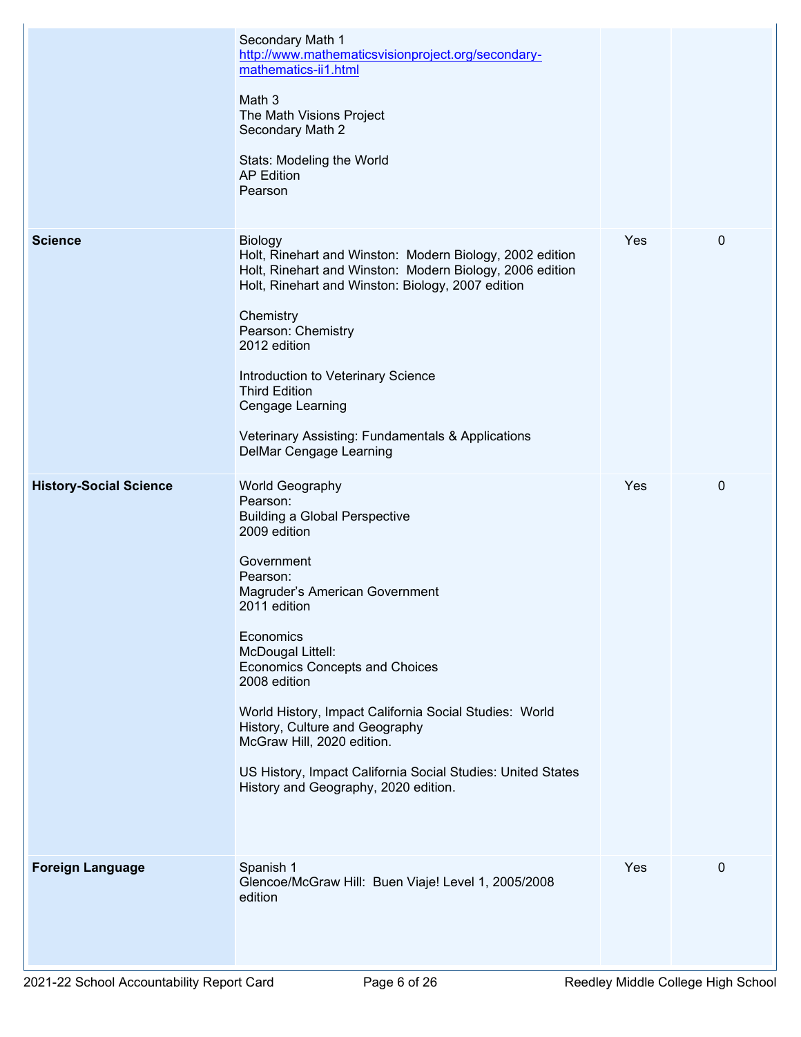| | | | |
|---|---|---|---|
| | Secondary Math 1<br>http://www.mathematicsvisionproject.org/secondary-mathematics-ii1.html<br><br>Math 3<br>The Math Visions Project<br>Secondary Math 2<br><br>Stats: Modeling the World<br>AP Edition<br>Pearson | | |
| **Science** | Biology<br>Holt, Rinehart and Winston: Modern Biology, 2002 edition<br>Holt, Rinehart and Winston: Modern Biology, 2006 edition<br>Holt, Rinehart and Winston: Biology, 2007 edition<br><br>Chemistry<br>Pearson: Chemistry<br>2012 edition<br><br>Introduction to Veterinary Science<br>Third Edition<br>Cengage Learning<br><br>Veterinary Assisting: Fundamentals & Applications<br>DelMar Cengage Learning | Yes | 0 |
| **History-Social Science** | World Geography<br>Pearson:<br>Building a Global Perspective<br>2009 edition<br><br>Government<br>Pearson:<br>Magruder's American Government<br>2011 edition<br><br>Economics<br>McDougal Littell:<br>Economics Concepts and Choices<br>2008 edition<br><br>World History, Impact California Social Studies: World History, Culture and Geography<br>McGraw Hill, 2020 edition.<br><br>US History, Impact California Social Studies: United States History and Geography, 2020 edition. | Yes | 0 |
| **Foreign Language** | Spanish 1<br>Glencoe/McGraw Hill: Buen Viaje! Level 1, 2005/2008 edition | Yes | 0 |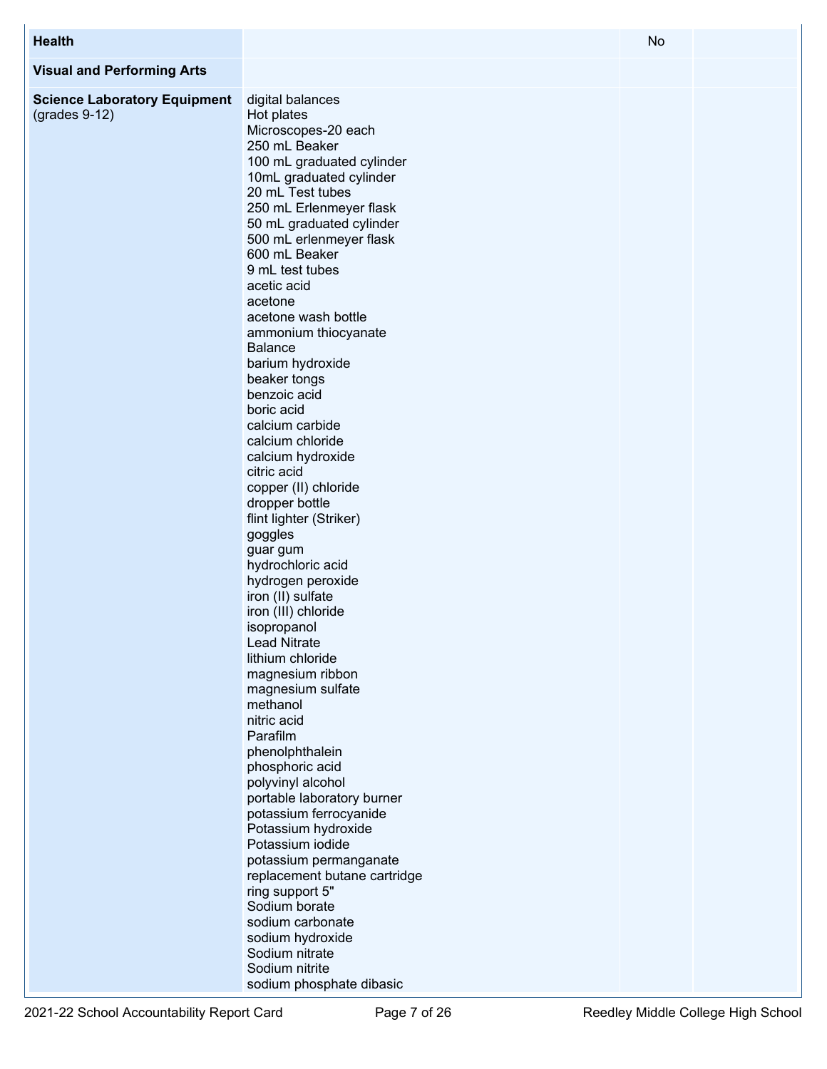| | | | |
|---|---|---|---|
| **Health** | | No | |
| **Visual and Performing Arts** | | | |
| **Science Laboratory Equipment** (grades 9-12) | digital balances<br>Hot plates<br>Microscopes-20 each<br>250 mL Beaker<br>100 mL graduated cylinder<br>10mL graduated cylinder<br>20 mL Test tubes<br>250 mL Erlenmeyer flask<br>50 mL graduated cylinder<br>500 mL erlenmeyer flask<br>600 mL Beaker<br>9 mL test tubes<br>acetic acid<br>acetone<br>acetone wash bottle<br>ammonium thiocyanate<br>Balance<br>barium hydroxide<br>beaker tongs<br>benzoic acid<br>boric acid<br>calcium carbide<br>calcium chloride<br>calcium hydroxide<br>citric acid<br>copper (II) chloride<br>dropper bottle<br>flint lighter (Striker)<br>goggles<br>guar gum<br>hydrochloric acid<br>hydrogen peroxide<br>iron (II) sulfate<br>iron (III) chloride<br>isopropanol<br>Lead Nitrate<br>lithium chloride<br>magnesium ribbon<br>magnesium sulfate<br>methanol<br>nitric acid<br>Parafilm<br>phenolphthalein<br>phosphoric acid<br>polyvinyl alcohol<br>portable laboratory burner<br>potassium ferrocyanide<br>Potassium hydroxide<br>Potassium iodide<br>potassium permanganate<br>replacement butane cartridge<br>ring support 5"<br>Sodium borate<br>sodium carbonate<br>sodium hydroxide<br>Sodium nitrate<br>Sodium nitrite<br>sodium phosphate dibasic | | |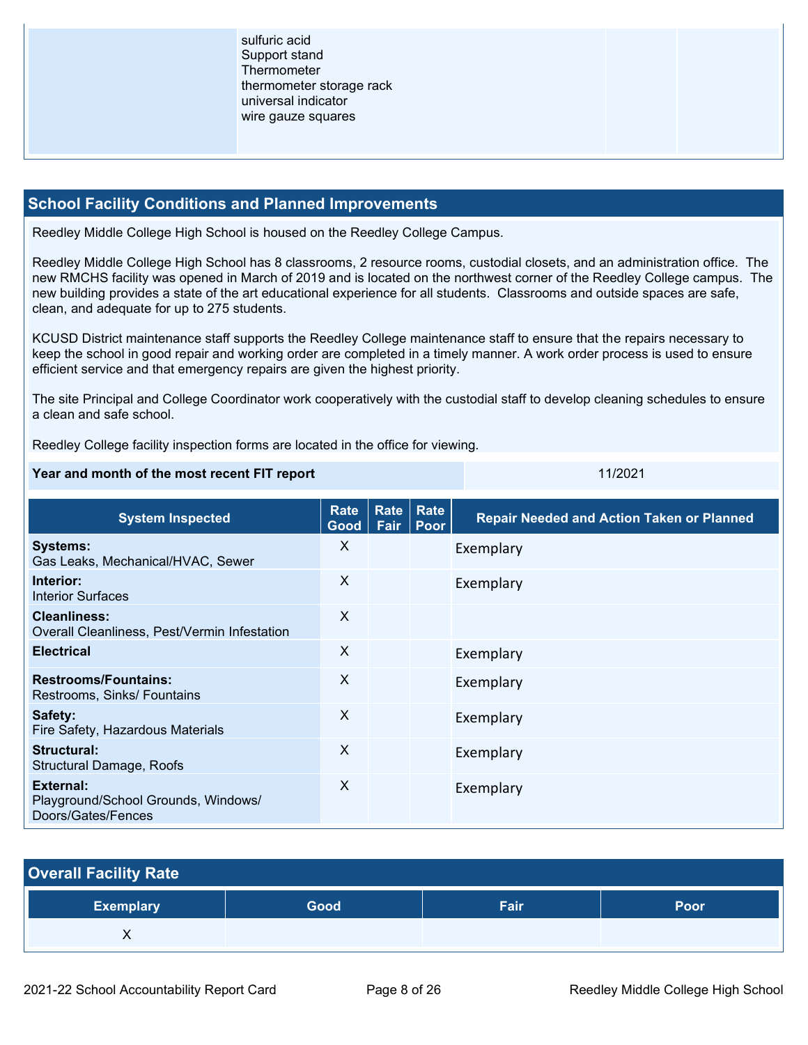| | | | |
|---|---|---|---|
| | sulfuric acid<br>Support stand<br>Thermometer<br>thermometer storage rack<br>universal indicator<br>wire gauze squares | | |

## School Facility Conditions and Planned Improvements

Reedley Middle College High School is housed on the Reedley College Campus.

Reedley Middle College High School has 8 classrooms, 2 resource rooms, custodial closets, and an administration office. The new RMCHS facility was opened in March of 2019 and is located on the northwest corner of the Reedley College campus. The new building provides a state of the art educational experience for all students. Classrooms and outside spaces are safe, clean, and adequate for up to 275 students.

KCUSD District maintenance staff supports the Reedley College maintenance staff to ensure that the repairs necessary to keep the school in good repair and working order are completed in a timely manner. A work order process is used to ensure efficient service and that emergency repairs are given the highest priority.

The site Principal and College Coordinator work cooperatively with the custodial staff to develop cleaning schedules to ensure a clean and safe school.

Reedley College facility inspection forms are located in the office for viewing.

| Year and month of the most recent FIT report | 11/2021 |
|---|---|

| System Inspected | Rate Good | Rate Fair | Rate Poor | Repair Needed and Action Taken or Planned |
|---|---|---|---|---|
| **Systems:** Gas Leaks, Mechanical/HVAC, Sewer | X | | | Exemplary |
| **Interior:** Interior Surfaces | X | | | Exemplary |
| **Cleanliness:** Overall Cleanliness, Pest/Vermin Infestation | X | | | |
| **Electrical** | X | | | Exemplary |
| **Restrooms/Fountains:** Restrooms, Sinks/ Fountains | X | | | Exemplary |
| **Safety:** Fire Safety, Hazardous Materials | X | | | Exemplary |
| **Structural:** Structural Damage, Roofs | X | | | Exemplary |
| **External:** Playground/School Grounds, Windows/ Doors/Gates/Fences | X | | | Exemplary |

## Overall Facility Rate

| Exemplary | Good | Fair | Poor |
|---|---|---|---|
| X | | | |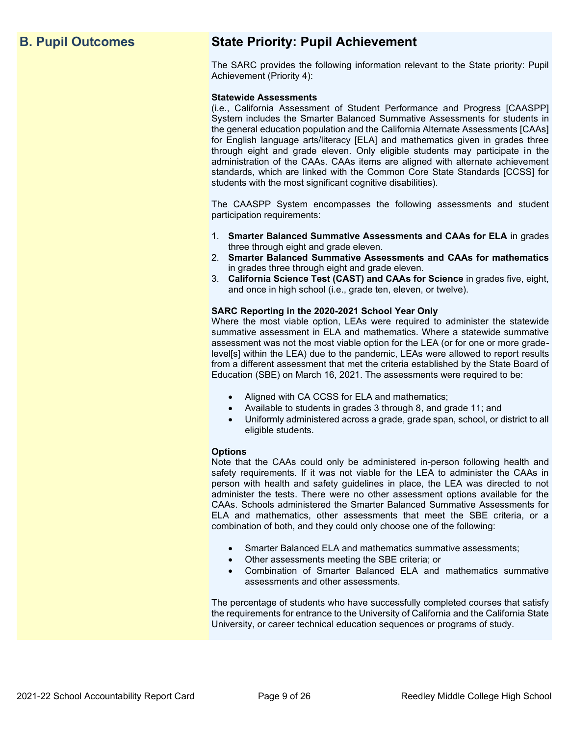## B. Pupil Outcomes

## State Priority: Pupil Achievement

The SARC provides the following information relevant to the State priority: Pupil Achievement (Priority 4):

**Statewide Assessments**
(i.e., California Assessment of Student Performance and Progress [CAASPP] System includes the Smarter Balanced Summative Assessments for students in the general education population and the California Alternate Assessments [CAAs] for English language arts/literacy [ELA] and mathematics given in grades three through eight and grade eleven. Only eligible students may participate in the administration of the CAAs. CAAs items are aligned with alternate achievement standards, which are linked with the Common Core State Standards [CCSS] for students with the most significant cognitive disabilities).

The CAASPP System encompasses the following assessments and student participation requirements:

1. **Smarter Balanced Summative Assessments and CAAs for ELA** in grades three through eight and grade eleven.
2. **Smarter Balanced Summative Assessments and CAAs for mathematics** in grades three through eight and grade eleven.
3. **California Science Test (CAST) and CAAs for Science** in grades five, eight, and once in high school (i.e., grade ten, eleven, or twelve).

**SARC Reporting in the 2020-2021 School Year Only**
Where the most viable option, LEAs were required to administer the statewide summative assessment in ELA and mathematics. Where a statewide summative assessment was not the most viable option for the LEA (or for one or more grade-level[s] within the LEA) due to the pandemic, LEAs were allowed to report results from a different assessment that met the criteria established by the State Board of Education (SBE) on March 16, 2021. The assessments were required to be:

- Aligned with CA CCSS for ELA and mathematics;
- Available to students in grades 3 through 8, and grade 11; and
- Uniformly administered across a grade, grade span, school, or district to all eligible students.

**Options**
Note that the CAAs could only be administered in-person following health and safety requirements. If it was not viable for the LEA to administer the CAAs in person with health and safety guidelines in place, the LEA was directed to not administer the tests. There were no other assessment options available for the CAAs. Schools administered the Smarter Balanced Summative Assessments for ELA and mathematics, other assessments that meet the SBE criteria, or a combination of both, and they could only choose one of the following:

- Smarter Balanced ELA and mathematics summative assessments;
- Other assessments meeting the SBE criteria; or
- Combination of Smarter Balanced ELA and mathematics summative assessments and other assessments.

The percentage of students who have successfully completed courses that satisfy the requirements for entrance to the University of California and the California State University, or career technical education sequences or programs of study.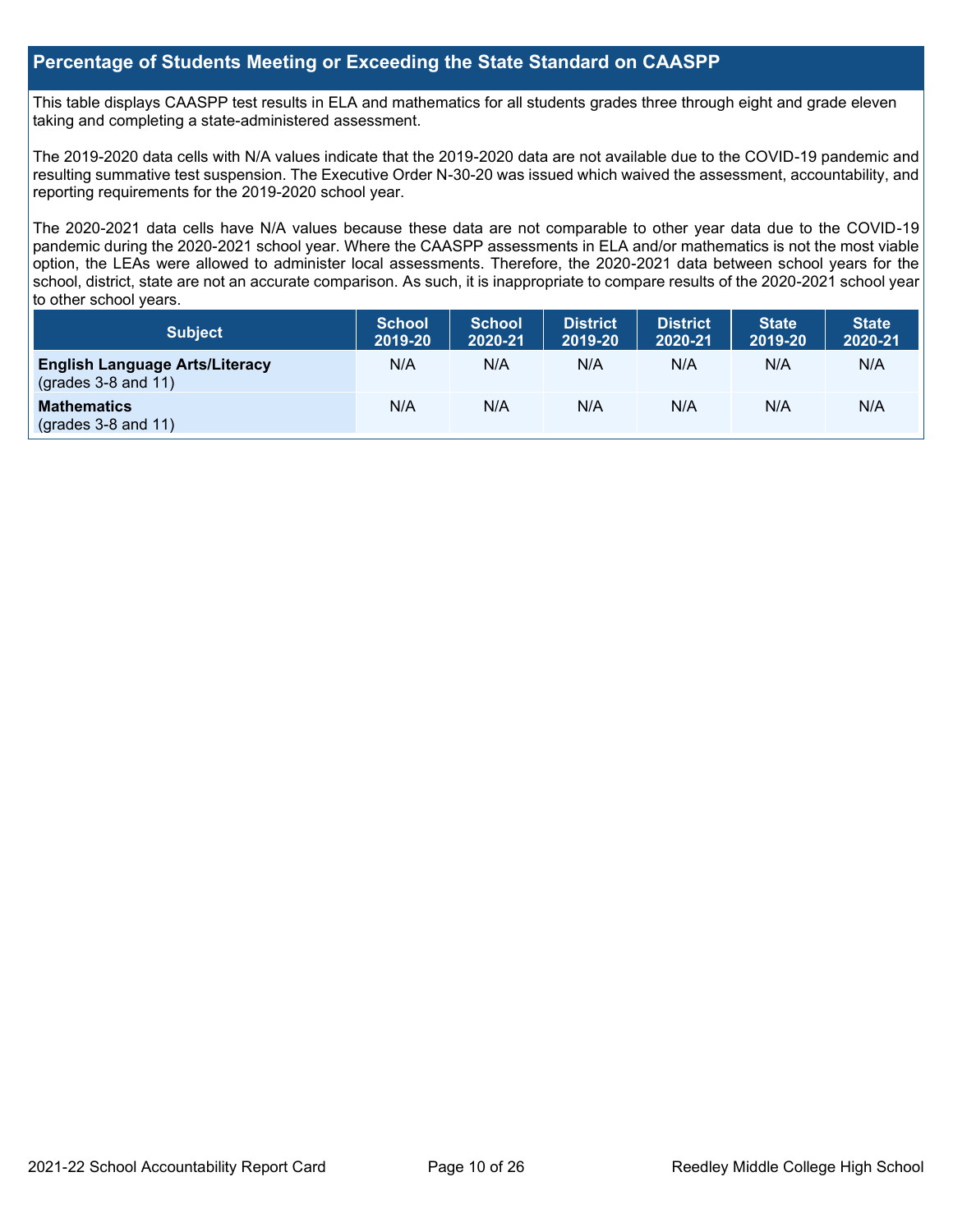## Percentage of Students Meeting or Exceeding the State Standard on CAASPP

This table displays CAASPP test results in ELA and mathematics for all students grades three through eight and grade eleven taking and completing a state-administered assessment.

The 2019-2020 data cells with N/A values indicate that the 2019-2020 data are not available due to the COVID-19 pandemic and resulting summative test suspension. The Executive Order N-30-20 was issued which waived the assessment, accountability, and reporting requirements for the 2019-2020 school year.

The 2020-2021 data cells have N/A values because these data are not comparable to other year data due to the COVID-19 pandemic during the 2020-2021 school year. Where the CAASPP assessments in ELA and/or mathematics is not the most viable option, the LEAs were allowed to administer local assessments. Therefore, the 2020-2021 data between school years for the school, district, state are not an accurate comparison. As such, it is inappropriate to compare results of the 2020-2021 school year to other school years.

| Subject | School 2019-20 | School 2020-21 | District 2019-20 | District 2020-21 | State 2019-20 | State 2020-21 |
|---|---|---|---|---|---|---|
| **English Language Arts/Literacy** (grades 3-8 and 11) | N/A | N/A | N/A | N/A | N/A | N/A |
| **Mathematics** (grades 3-8 and 11) | N/A | N/A | N/A | N/A | N/A | N/A |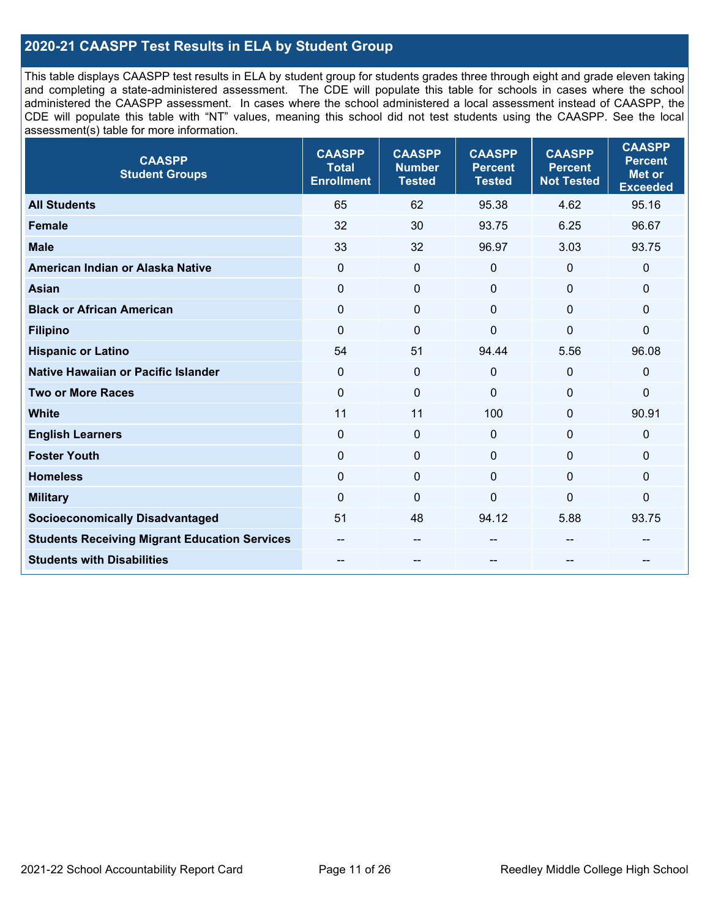## 2020-21 CAASPP Test Results in ELA by Student Group

This table displays CAASPP test results in ELA by student group for students grades three through eight and grade eleven taking and completing a state-administered assessment. The CDE will populate this table for schools in cases where the school administered the CAASPP assessment. In cases where the school administered a local assessment instead of CAASPP, the CDE will populate this table with "NT" values, meaning this school did not test students using the CAASPP. See the local assessment(s) table for more information.

| CAASPP Student Groups | CAASPP Total Enrollment | CAASPP Number Tested | CAASPP Percent Tested | CAASPP Percent Not Tested | CAASPP Percent Met or Exceeded |
|---|---|---|---|---|---|
| **All Students** | 65 | 62 | 95.38 | 4.62 | 95.16 |
| **Female** | 32 | 30 | 93.75 | 6.25 | 96.67 |
| **Male** | 33 | 32 | 96.97 | 3.03 | 93.75 |
| **American Indian or Alaska Native** | 0 | 0 | 0 | 0 | 0 |
| **Asian** | 0 | 0 | 0 | 0 | 0 |
| **Black or African American** | 0 | 0 | 0 | 0 | 0 |
| **Filipino** | 0 | 0 | 0 | 0 | 0 |
| **Hispanic or Latino** | 54 | 51 | 94.44 | 5.56 | 96.08 |
| **Native Hawaiian or Pacific Islander** | 0 | 0 | 0 | 0 | 0 |
| **Two or More Races** | 0 | 0 | 0 | 0 | 0 |
| **White** | 11 | 11 | 100 | 0 | 90.91 |
| **English Learners** | 0 | 0 | 0 | 0 | 0 |
| **Foster Youth** | 0 | 0 | 0 | 0 | 0 |
| **Homeless** | 0 | 0 | 0 | 0 | 0 |
| **Military** | 0 | 0 | 0 | 0 | 0 |
| **Socioeconomically Disadvantaged** | 51 | 48 | 94.12 | 5.88 | 93.75 |
| **Students Receiving Migrant Education Services** | -- | -- | -- | -- | -- |
| **Students with Disabilities** | -- | -- | -- | -- | -- |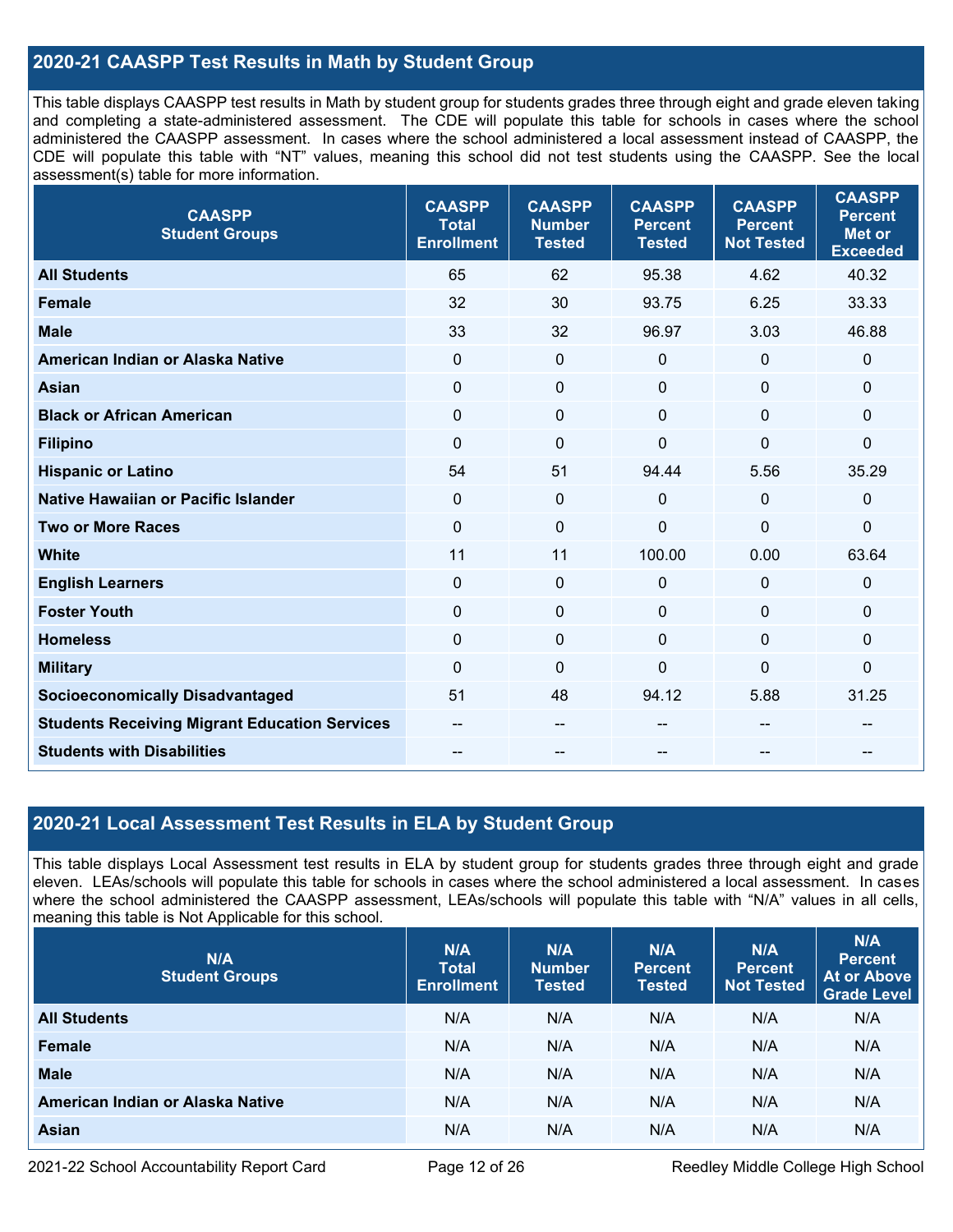## 2020-21 CAASPP Test Results in Math by Student Group

This table displays CAASPP test results in Math by student group for students grades three through eight and grade eleven taking and completing a state-administered assessment. The CDE will populate this table for schools in cases where the school administered the CAASPP assessment. In cases where the school administered a local assessment instead of CAASPP, the CDE will populate this table with "NT" values, meaning this school did not test students using the CAASPP. See the local assessment(s) table for more information.

| CAASPP Student Groups | CAASPP Total Enrollment | CAASPP Number Tested | CAASPP Percent Tested | CAASPP Percent Not Tested | CAASPP Percent Met or Exceeded |
|---|---|---|---|---|---|
| **All Students** | 65 | 62 | 95.38 | 4.62 | 40.32 |
| **Female** | 32 | 30 | 93.75 | 6.25 | 33.33 |
| **Male** | 33 | 32 | 96.97 | 3.03 | 46.88 |
| **American Indian or Alaska Native** | 0 | 0 | 0 | 0 | 0 |
| **Asian** | 0 | 0 | 0 | 0 | 0 |
| **Black or African American** | 0 | 0 | 0 | 0 | 0 |
| **Filipino** | 0 | 0 | 0 | 0 | 0 |
| **Hispanic or Latino** | 54 | 51 | 94.44 | 5.56 | 35.29 |
| **Native Hawaiian or Pacific Islander** | 0 | 0 | 0 | 0 | 0 |
| **Two or More Races** | 0 | 0 | 0 | 0 | 0 |
| **White** | 11 | 11 | 100.00 | 0.00 | 63.64 |
| **English Learners** | 0 | 0 | 0 | 0 | 0 |
| **Foster Youth** | 0 | 0 | 0 | 0 | 0 |
| **Homeless** | 0 | 0 | 0 | 0 | 0 |
| **Military** | 0 | 0 | 0 | 0 | 0 |
| **Socioeconomically Disadvantaged** | 51 | 48 | 94.12 | 5.88 | 31.25 |
| **Students Receiving Migrant Education Services** | -- | -- | -- | -- | -- |
| **Students with Disabilities** | -- | -- | -- | -- | -- |

## 2020-21 Local Assessment Test Results in ELA by Student Group

This table displays Local Assessment test results in ELA by student group for students grades three through eight and grade eleven. LEAs/schools will populate this table for schools in cases where the school administered a local assessment. In cases where the school administered the CAASPP assessment, LEAs/schools will populate this table with "N/A" values in all cells, meaning this table is Not Applicable for this school.

| N/A Student Groups | N/A Total Enrollment | N/A Number Tested | N/A Percent Tested | N/A Percent Not Tested | N/A Percent At or Above Grade Level |
|---|---|---|---|---|---|
| **All Students** | N/A | N/A | N/A | N/A | N/A |
| **Female** | N/A | N/A | N/A | N/A | N/A |
| **Male** | N/A | N/A | N/A | N/A | N/A |
| **American Indian or Alaska Native** | N/A | N/A | N/A | N/A | N/A |
| **Asian** | N/A | N/A | N/A | N/A | N/A |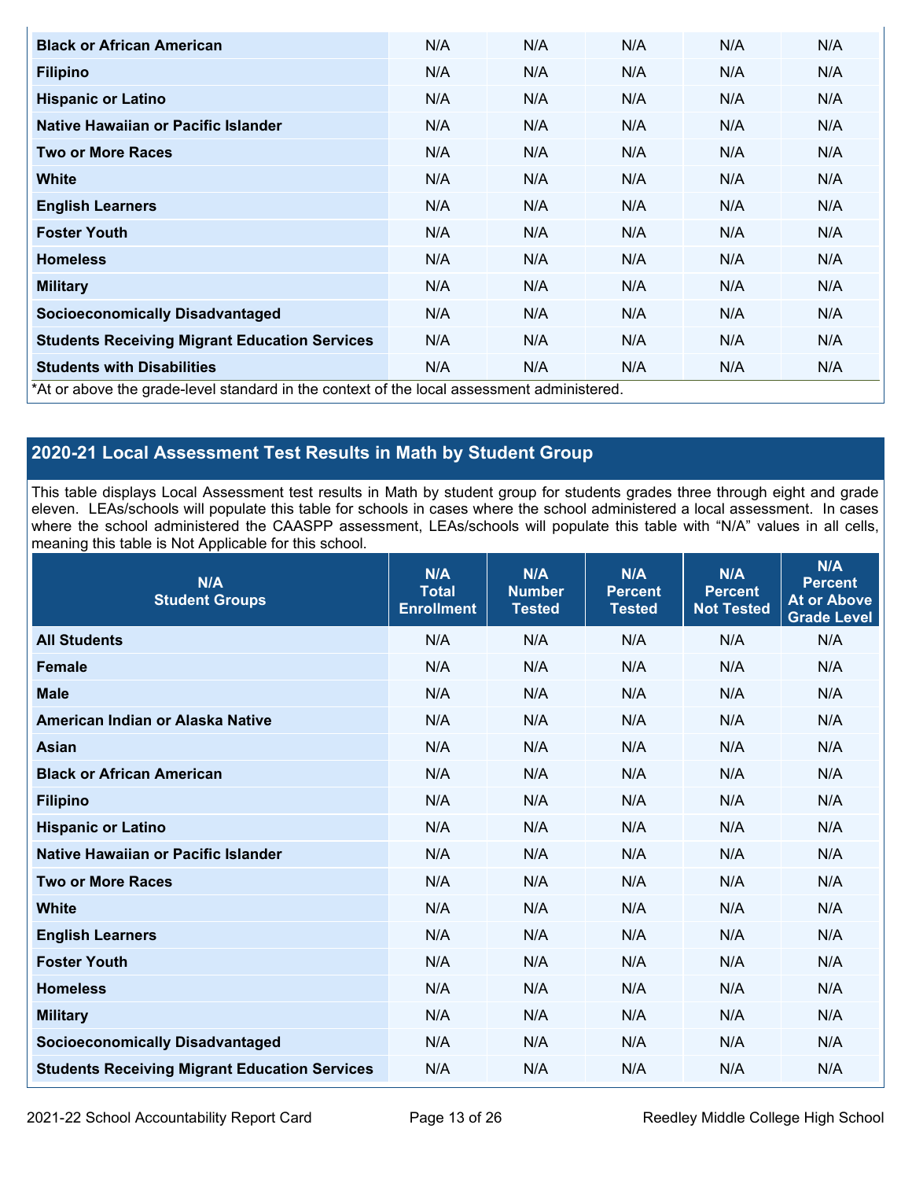| | | | | | |
|---|---|---|---|---|---|
| **Black or African American** | N/A | N/A | N/A | N/A | N/A |
| **Filipino** | N/A | N/A | N/A | N/A | N/A |
| **Hispanic or Latino** | N/A | N/A | N/A | N/A | N/A |
| **Native Hawaiian or Pacific Islander** | N/A | N/A | N/A | N/A | N/A |
| **Two or More Races** | N/A | N/A | N/A | N/A | N/A |
| **White** | N/A | N/A | N/A | N/A | N/A |
| **English Learners** | N/A | N/A | N/A | N/A | N/A |
| **Foster Youth** | N/A | N/A | N/A | N/A | N/A |
| **Homeless** | N/A | N/A | N/A | N/A | N/A |
| **Military** | N/A | N/A | N/A | N/A | N/A |
| **Socioeconomically Disadvantaged** | N/A | N/A | N/A | N/A | N/A |
| **Students Receiving Migrant Education Services** | N/A | N/A | N/A | N/A | N/A |
| **Students with Disabilities** | N/A | N/A | N/A | N/A | N/A |

*At or above the grade-level standard in the context of the local assessment administered.

## 2020-21 Local Assessment Test Results in Math by Student Group

This table displays Local Assessment test results in Math by student group for students grades three through eight and grade eleven. LEAs/schools will populate this table for schools in cases where the school administered a local assessment. In cases where the school administered the CAASPP assessment, LEAs/schools will populate this table with "N/A" values in all cells, meaning this table is Not Applicable for this school.

| N/A Student Groups | N/A Total Enrollment | N/A Number Tested | N/A Percent Tested | N/A Percent Not Tested | N/A Percent At or Above Grade Level |
|---|---|---|---|---|---|
| **All Students** | N/A | N/A | N/A | N/A | N/A |
| **Female** | N/A | N/A | N/A | N/A | N/A |
| **Male** | N/A | N/A | N/A | N/A | N/A |
| **American Indian or Alaska Native** | N/A | N/A | N/A | N/A | N/A |
| **Asian** | N/A | N/A | N/A | N/A | N/A |
| **Black or African American** | N/A | N/A | N/A | N/A | N/A |
| **Filipino** | N/A | N/A | N/A | N/A | N/A |
| **Hispanic or Latino** | N/A | N/A | N/A | N/A | N/A |
| **Native Hawaiian or Pacific Islander** | N/A | N/A | N/A | N/A | N/A |
| **Two or More Races** | N/A | N/A | N/A | N/A | N/A |
| **White** | N/A | N/A | N/A | N/A | N/A |
| **English Learners** | N/A | N/A | N/A | N/A | N/A |
| **Foster Youth** | N/A | N/A | N/A | N/A | N/A |
| **Homeless** | N/A | N/A | N/A | N/A | N/A |
| **Military** | N/A | N/A | N/A | N/A | N/A |
| **Socioeconomically Disadvantaged** | N/A | N/A | N/A | N/A | N/A |
| **Students Receiving Migrant Education Services** | N/A | N/A | N/A | N/A | N/A |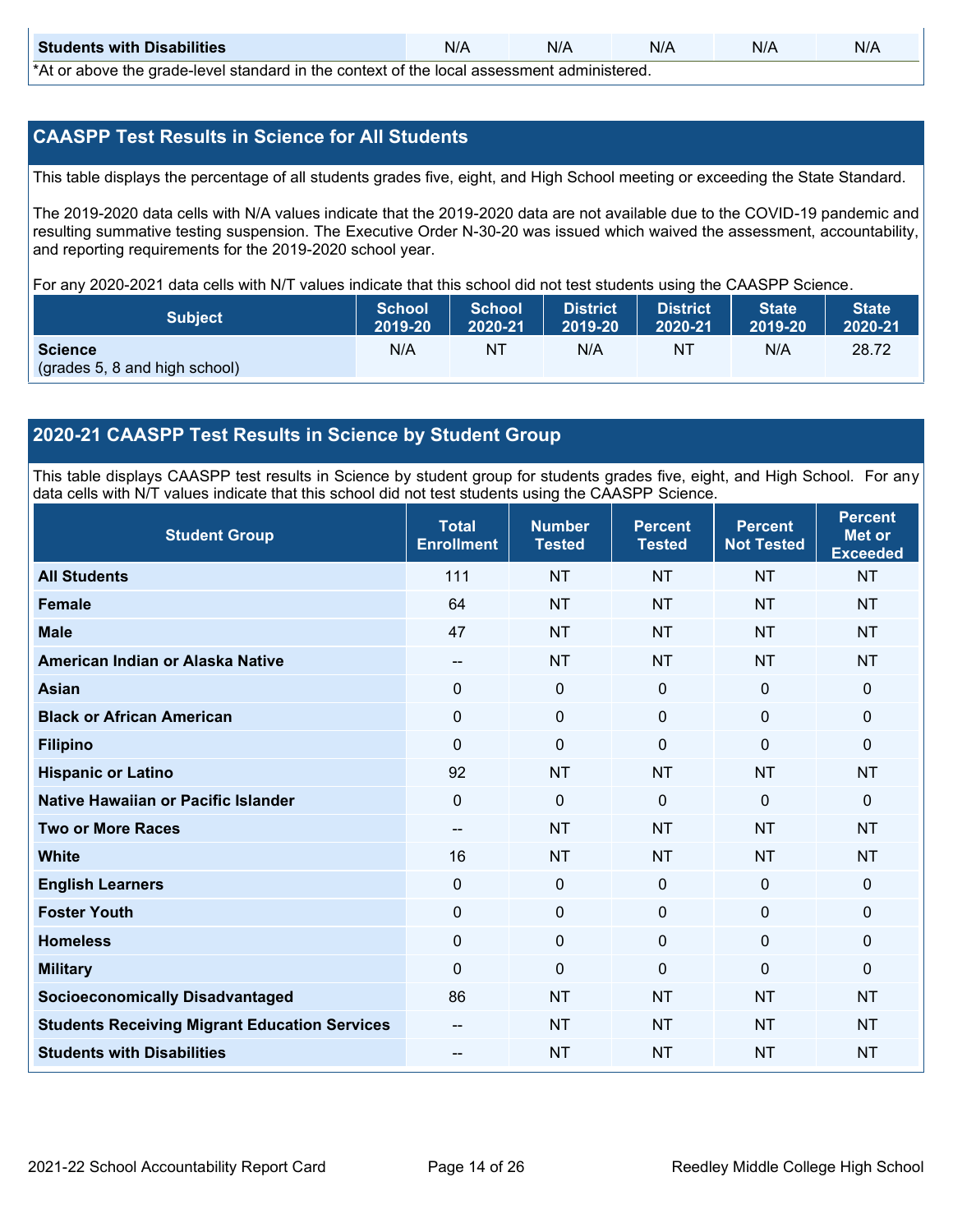| | | | | | |
|---|---|---|---|---|---|
| **Students with Disabilities** | N/A | N/A | N/A | N/A | N/A |

*At or above the grade-level standard in the context of the local assessment administered.

## CAASPP Test Results in Science for All Students

This table displays the percentage of all students grades five, eight, and High School meeting or exceeding the State Standard.

The 2019-2020 data cells with N/A values indicate that the 2019-2020 data are not available due to the COVID-19 pandemic and resulting summative testing suspension. The Executive Order N-30-20 was issued which waived the assessment, accountability, and reporting requirements for the 2019-2020 school year.

For any 2020-2021 data cells with N/T values indicate that this school did not test students using the CAASPP Science.

| Subject | School 2019-20 | School 2020-21 | District 2019-20 | District 2020-21 | State 2019-20 | State 2020-21 |
|---|---|---|---|---|---|---|
| **Science** (grades 5, 8 and high school) | N/A | NT | N/A | NT | N/A | 28.72 |

## 2020-21 CAASPP Test Results in Science by Student Group

This table displays CAASPP test results in Science by student group for students grades five, eight, and High School. For any data cells with N/T values indicate that this school did not test students using the CAASPP Science.

| Student Group | Total Enrollment | Number Tested | Percent Tested | Percent Not Tested | Percent Met or Exceeded |
|---|---|---|---|---|---|
| **All Students** | 111 | NT | NT | NT | NT |
| **Female** | 64 | NT | NT | NT | NT |
| **Male** | 47 | NT | NT | NT | NT |
| **American Indian or Alaska Native** | -- | NT | NT | NT | NT |
| **Asian** | 0 | 0 | 0 | 0 | 0 |
| **Black or African American** | 0 | 0 | 0 | 0 | 0 |
| **Filipino** | 0 | 0 | 0 | 0 | 0 |
| **Hispanic or Latino** | 92 | NT | NT | NT | NT |
| **Native Hawaiian or Pacific Islander** | 0 | 0 | 0 | 0 | 0 |
| **Two or More Races** | -- | NT | NT | NT | NT |
| **White** | 16 | NT | NT | NT | NT |
| **English Learners** | 0 | 0 | 0 | 0 | 0 |
| **Foster Youth** | 0 | 0 | 0 | 0 | 0 |
| **Homeless** | 0 | 0 | 0 | 0 | 0 |
| **Military** | 0 | 0 | 0 | 0 | 0 |
| **Socioeconomically Disadvantaged** | 86 | NT | NT | NT | NT |
| **Students Receiving Migrant Education Services** | -- | NT | NT | NT | NT |
| **Students with Disabilities** | -- | NT | NT | NT | NT |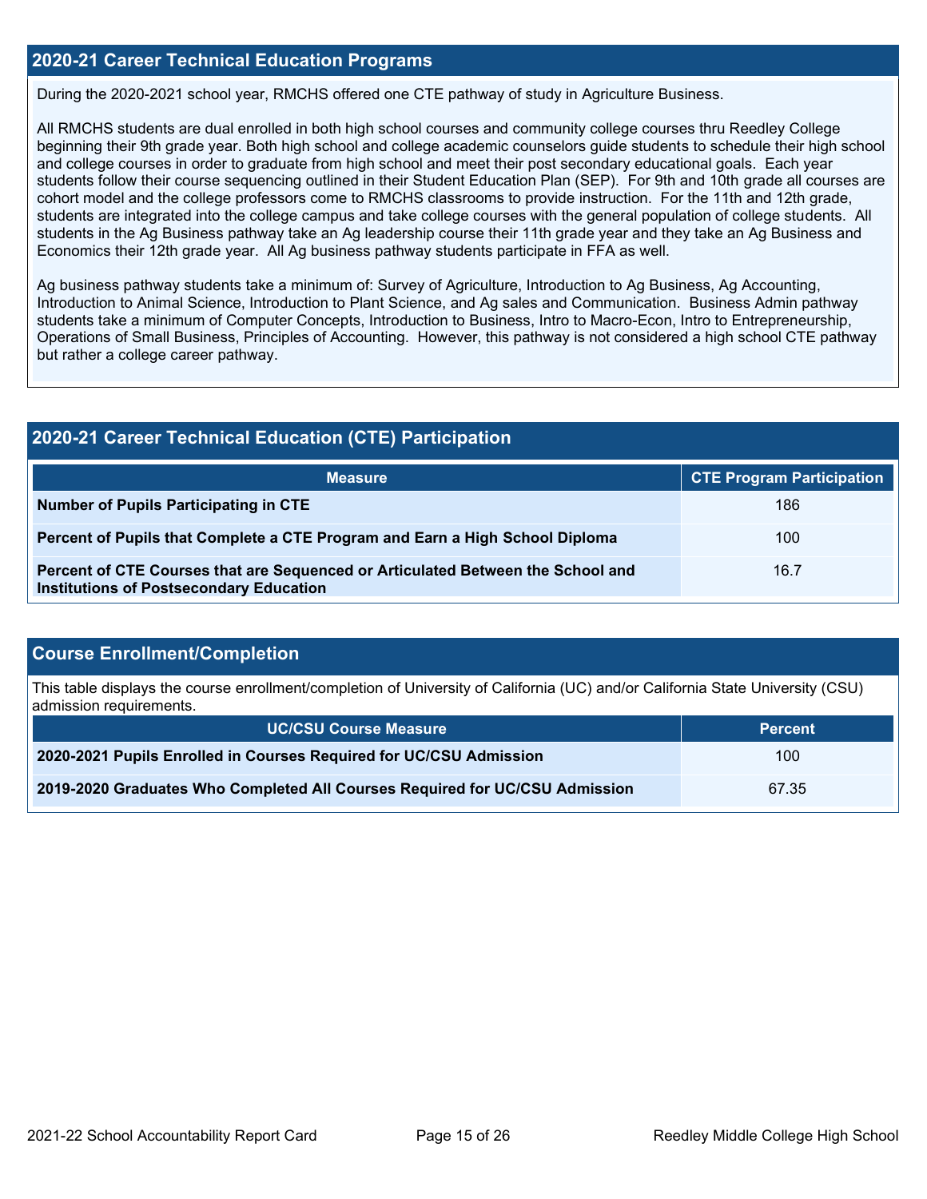## 2020-21 Career Technical Education Programs

During the 2020-2021 school year, RMCHS offered one CTE pathway of study in Agriculture Business.

All RMCHS students are dual enrolled in both high school courses and community college courses thru Reedley College beginning their 9th grade year. Both high school and college academic counselors guide students to schedule their high school and college courses in order to graduate from high school and meet their post secondary educational goals. Each year students follow their course sequencing outlined in their Student Education Plan (SEP). For 9th and 10th grade all courses are cohort model and the college professors come to RMCHS classrooms to provide instruction. For the 11th and 12th grade, students are integrated into the college campus and take college courses with the general population of college students. All students in the Ag Business pathway take an Ag leadership course their 11th grade year and they take an Ag Business and Economics their 12th grade year. All Ag business pathway students participate in FFA as well.

Ag business pathway students take a minimum of: Survey of Agriculture, Introduction to Ag Business, Ag Accounting, Introduction to Animal Science, Introduction to Plant Science, and Ag sales and Communication. Business Admin pathway students take a minimum of Computer Concepts, Introduction to Business, Intro to Macro-Econ, Intro to Entrepreneurship, Operations of Small Business, Principles of Accounting. However, this pathway is not considered a high school CTE pathway but rather a college career pathway.

## 2020-21 Career Technical Education (CTE) Participation

| Measure | CTE Program Participation |
|---|---|
| **Number of Pupils Participating in CTE** | 186 |
| **Percent of Pupils that Complete a CTE Program and Earn a High School Diploma** | 100 |
| **Percent of CTE Courses that are Sequenced or Articulated Between the School and Institutions of Postsecondary Education** | 16.7 |

## Course Enrollment/Completion

This table displays the course enrollment/completion of University of California (UC) and/or California State University (CSU) admission requirements.

| UC/CSU Course Measure | Percent |
|---|---|
| **2020-2021 Pupils Enrolled in Courses Required for UC/CSU Admission** | 100 |
| **2019-2020 Graduates Who Completed All Courses Required for UC/CSU Admission** | 67.35 |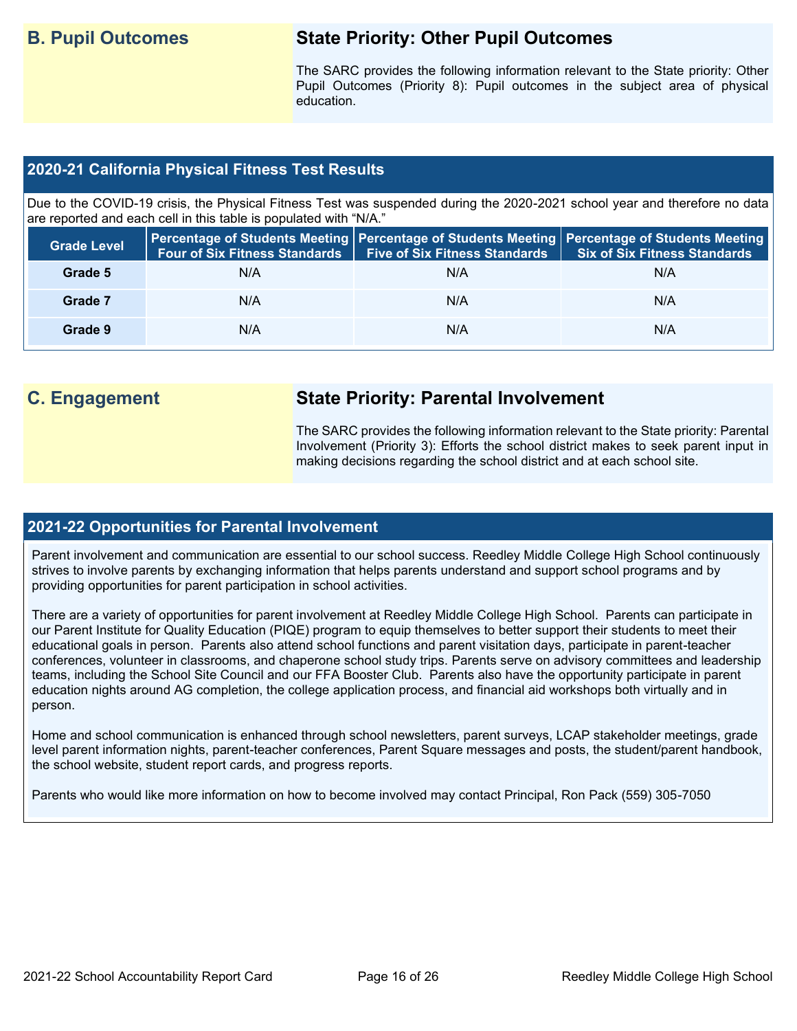## B. Pupil Outcomes

### State Priority: Other Pupil Outcomes

The SARC provides the following information relevant to the State priority: Other Pupil Outcomes (Priority 8): Pupil outcomes in the subject area of physical education.

### 2020-21 California Physical Fitness Test Results

Due to the COVID-19 crisis, the Physical Fitness Test was suspended during the 2020-2021 school year and therefore no data are reported and each cell in this table is populated with "N/A."

| Grade Level | Percentage of Students Meeting Four of Six Fitness Standards | Percentage of Students Meeting Five of Six Fitness Standards | Percentage of Students Meeting Six of Six Fitness Standards |
|---|---|---|---|
| Grade 5 | N/A | N/A | N/A |
| Grade 7 | N/A | N/A | N/A |
| Grade 9 | N/A | N/A | N/A |

## C. Engagement

### State Priority: Parental Involvement

The SARC provides the following information relevant to the State priority: Parental Involvement (Priority 3): Efforts the school district makes to seek parent input in making decisions regarding the school district and at each school site.

### 2021-22 Opportunities for Parental Involvement

Parent involvement and communication are essential to our school success. Reedley Middle College High School continuously strives to involve parents by exchanging information that helps parents understand and support school programs and by providing opportunities for parent participation in school activities.

There are a variety of opportunities for parent involvement at Reedley Middle College High School. Parents can participate in our Parent Institute for Quality Education (PIQE) program to equip themselves to better support their students to meet their educational goals in person. Parents also attend school functions and parent visitation days, participate in parent-teacher conferences, volunteer in classrooms, and chaperone school study trips. Parents serve on advisory committees and leadership teams, including the School Site Council and our FFA Booster Club. Parents also have the opportunity participate in parent education nights around AG completion, the college application process, and financial aid workshops both virtually and in person.

Home and school communication is enhanced through school newsletters, parent surveys, LCAP stakeholder meetings, grade level parent information nights, parent-teacher conferences, Parent Square messages and posts, the student/parent handbook, the school website, student report cards, and progress reports.

Parents who would like more information on how to become involved may contact Principal, Ron Pack (559) 305-7050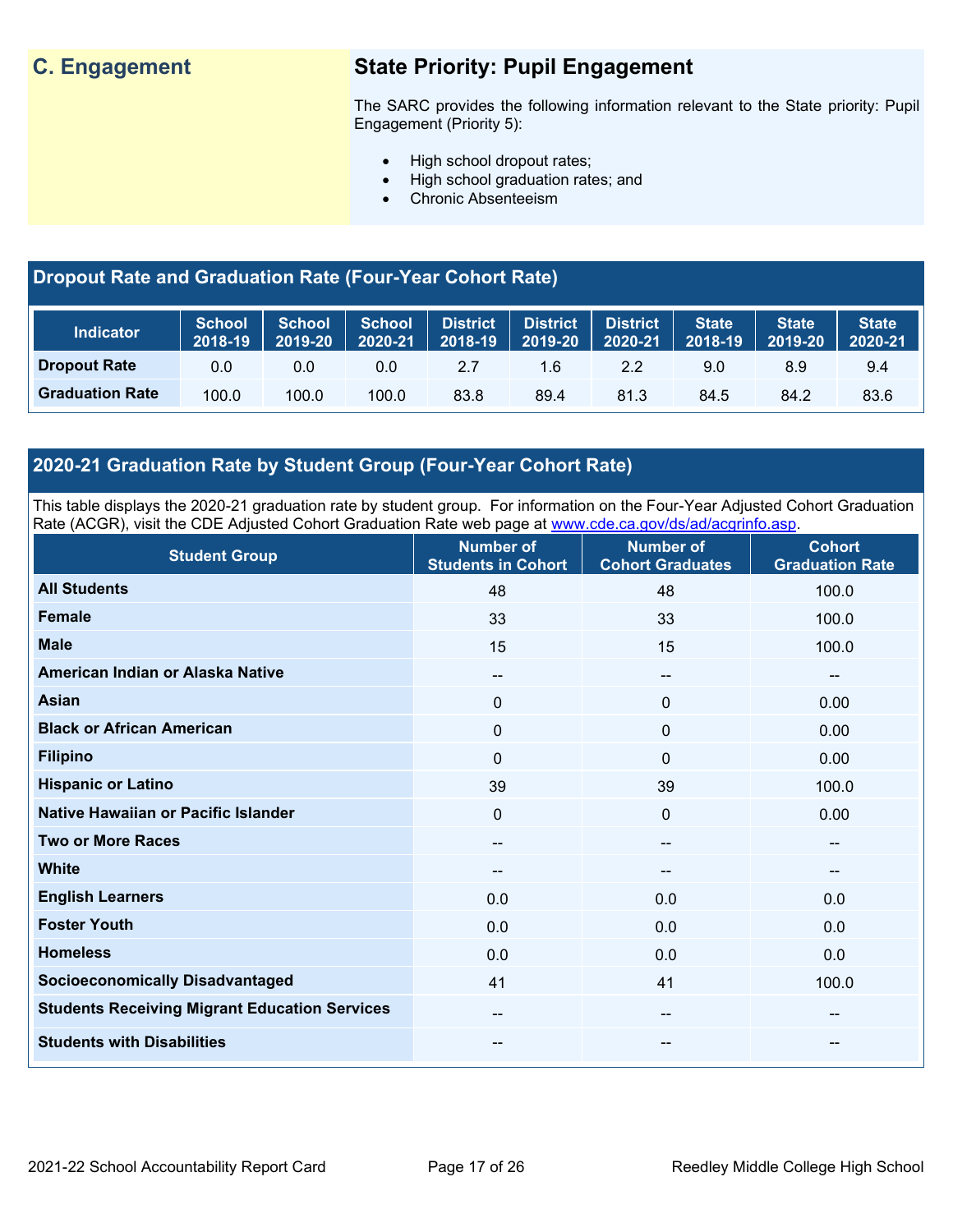## C. Engagement

### State Priority: Pupil Engagement

The SARC provides the following information relevant to the State priority: Pupil Engagement (Priority 5):

- High school dropout rates;
- High school graduation rates; and
- Chronic Absenteeism

### Dropout Rate and Graduation Rate (Four-Year Cohort Rate)

| Indicator | School 2018-19 | School 2019-20 | School 2020-21 | District 2018-19 | District 2019-20 | District 2020-21 | State 2018-19 | State 2019-20 | State 2020-21 |
|---|---|---|---|---|---|---|---|---|---|
| Dropout Rate | 0.0 | 0.0 | 0.0 | 2.7 | 1.6 | 2.2 | 9.0 | 8.9 | 9.4 |
| Graduation Rate | 100.0 | 100.0 | 100.0 | 83.8 | 89.4 | 81.3 | 84.5 | 84.2 | 83.6 |

### 2020-21 Graduation Rate by Student Group (Four-Year Cohort Rate)

This table displays the 2020-21 graduation rate by student group. For information on the Four-Year Adjusted Cohort Graduation Rate (ACGR), visit the CDE Adjusted Cohort Graduation Rate web page at www.cde.ca.gov/ds/ad/acgrinfo.asp.

| Student Group | Number of Students in Cohort | Number of Cohort Graduates | Cohort Graduation Rate |
|---|---|---|---|
| All Students | 48 | 48 | 100.0 |
| Female | 33 | 33 | 100.0 |
| Male | 15 | 15 | 100.0 |
| American Indian or Alaska Native | -- | -- | -- |
| Asian | 0 | 0 | 0.00 |
| Black or African American | 0 | 0 | 0.00 |
| Filipino | 0 | 0 | 0.00 |
| Hispanic or Latino | 39 | 39 | 100.0 |
| Native Hawaiian or Pacific Islander | 0 | 0 | 0.00 |
| Two or More Races | -- | -- | -- |
| White | -- | -- | -- |
| English Learners | 0.0 | 0.0 | 0.0 |
| Foster Youth | 0.0 | 0.0 | 0.0 |
| Homeless | 0.0 | 0.0 | 0.0 |
| Socioeconomically Disadvantaged | 41 | 41 | 100.0 |
| Students Receiving Migrant Education Services | -- | -- | -- |
| Students with Disabilities | -- | -- | -- |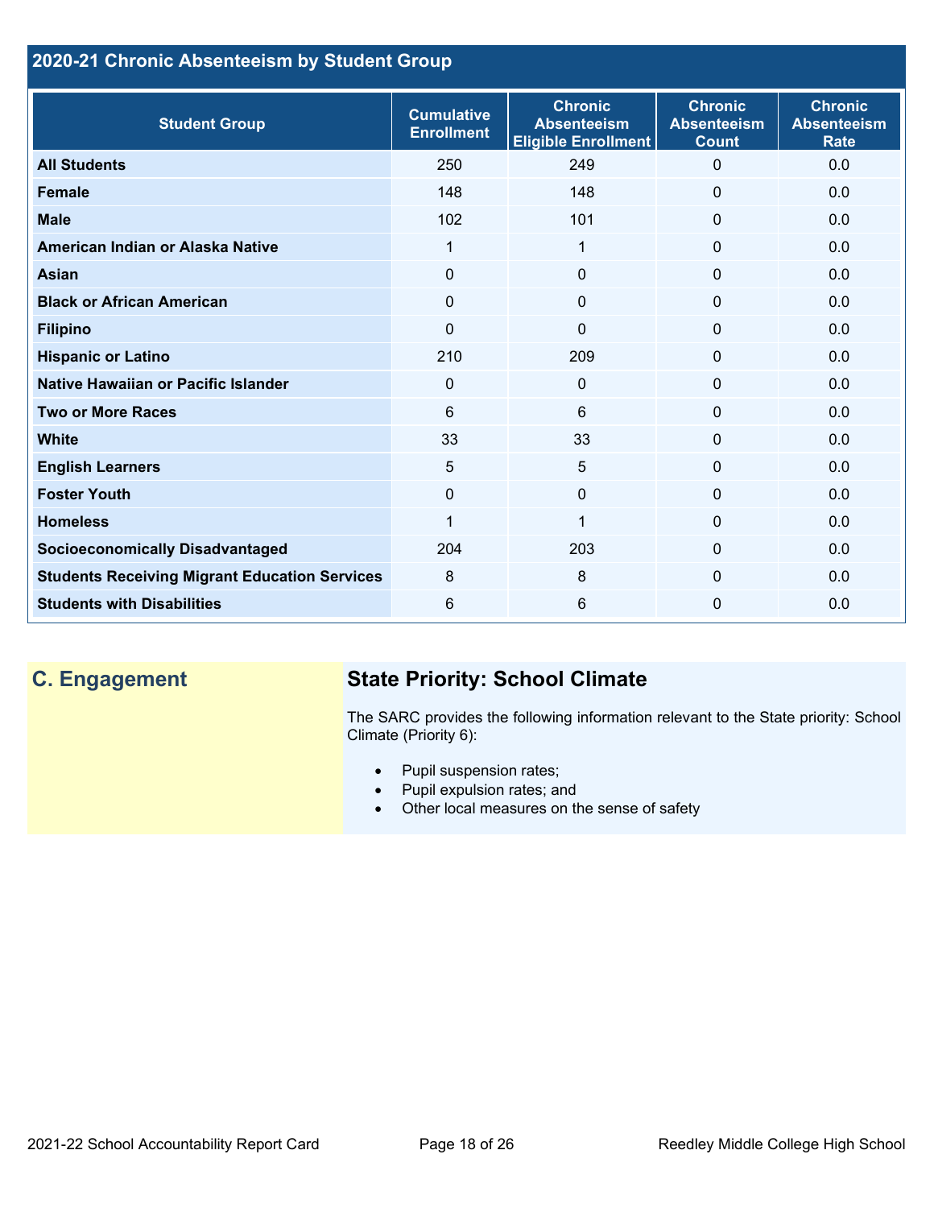## 2020-21 Chronic Absenteeism by Student Group

| Student Group | Cumulative Enrollment | Chronic Absenteeism Eligible Enrollment | Chronic Absenteeism Count | Chronic Absenteeism Rate |
|---|---|---|---|---|
| **All Students** | 250 | 249 | 0 | 0.0 |
| **Female** | 148 | 148 | 0 | 0.0 |
| **Male** | 102 | 101 | 0 | 0.0 |
| **American Indian or Alaska Native** | 1 | 1 | 0 | 0.0 |
| **Asian** | 0 | 0 | 0 | 0.0 |
| **Black or African American** | 0 | 0 | 0 | 0.0 |
| **Filipino** | 0 | 0 | 0 | 0.0 |
| **Hispanic or Latino** | 210 | 209 | 0 | 0.0 |
| **Native Hawaiian or Pacific Islander** | 0 | 0 | 0 | 0.0 |
| **Two or More Races** | 6 | 6 | 0 | 0.0 |
| **White** | 33 | 33 | 0 | 0.0 |
| **English Learners** | 5 | 5 | 0 | 0.0 |
| **Foster Youth** | 0 | 0 | 0 | 0.0 |
| **Homeless** | 1 | 1 | 0 | 0.0 |
| **Socioeconomically Disadvantaged** | 204 | 203 | 0 | 0.0 |
| **Students Receiving Migrant Education Services** | 8 | 8 | 0 | 0.0 |
| **Students with Disabilities** | 6 | 6 | 0 | 0.0 |

## C. Engagement

### State Priority: School Climate

The SARC provides the following information relevant to the State priority: School Climate (Priority 6):

- Pupil suspension rates;
- Pupil expulsion rates; and
- Other local measures on the sense of safety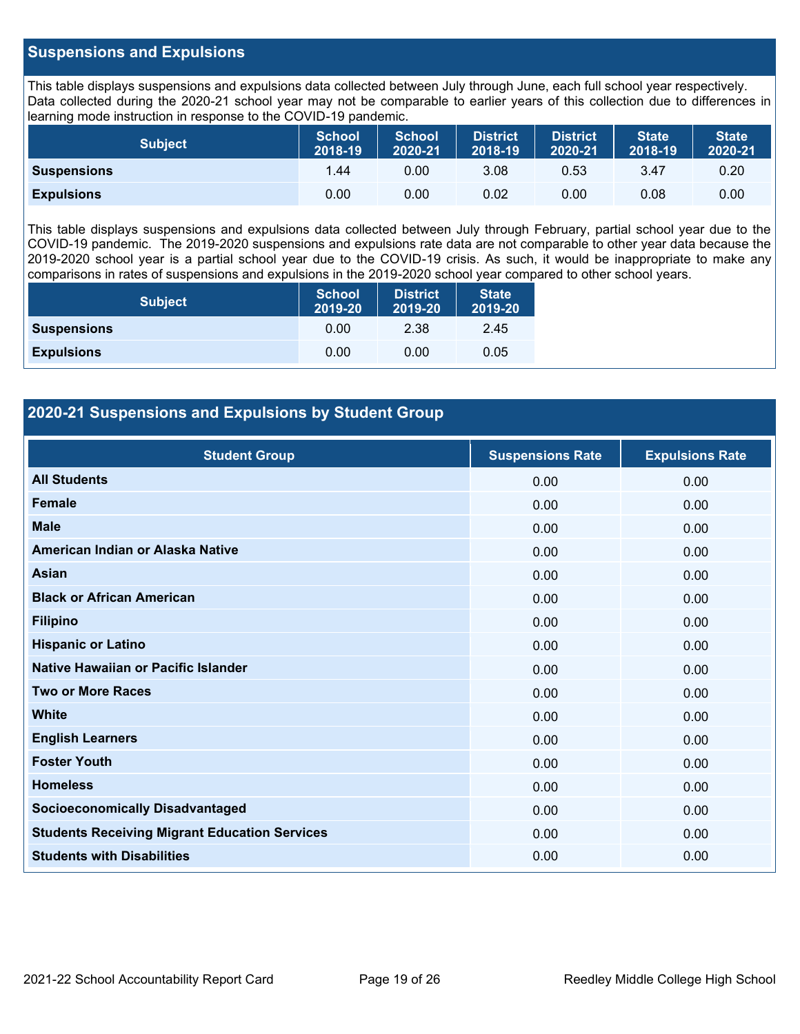## Suspensions and Expulsions

This table displays suspensions and expulsions data collected between July through June, each full school year respectively. Data collected during the 2020-21 school year may not be comparable to earlier years of this collection due to differences in learning mode instruction in response to the COVID-19 pandemic.

| Subject | School 2018-19 | School 2020-21 | District 2018-19 | District 2020-21 | State 2018-19 | State 2020-21 |
|---|---|---|---|---|---|---|
| **Suspensions** | 1.44 | 0.00 | 3.08 | 0.53 | 3.47 | 0.20 |
| **Expulsions** | 0.00 | 0.00 | 0.02 | 0.00 | 0.08 | 0.00 |

This table displays suspensions and expulsions data collected between July through February, partial school year due to the COVID-19 pandemic. The 2019-2020 suspensions and expulsions rate data are not comparable to other year data because the 2019-2020 school year is a partial school year due to the COVID-19 crisis. As such, it would be inappropriate to make any comparisons in rates of suspensions and expulsions in the 2019-2020 school year compared to other school years.

| Subject | School 2019-20 | District 2019-20 | State 2019-20 |
|---|---|---|---|
| **Suspensions** | 0.00 | 2.38 | 2.45 |
| **Expulsions** | 0.00 | 0.00 | 0.05 |

## 2020-21 Suspensions and Expulsions by Student Group

| Student Group | Suspensions Rate | Expulsions Rate |
|---|---|---|
| **All Students** | 0.00 | 0.00 |
| **Female** | 0.00 | 0.00 |
| **Male** | 0.00 | 0.00 |
| **American Indian or Alaska Native** | 0.00 | 0.00 |
| **Asian** | 0.00 | 0.00 |
| **Black or African American** | 0.00 | 0.00 |
| **Filipino** | 0.00 | 0.00 |
| **Hispanic or Latino** | 0.00 | 0.00 |
| **Native Hawaiian or Pacific Islander** | 0.00 | 0.00 |
| **Two or More Races** | 0.00 | 0.00 |
| **White** | 0.00 | 0.00 |
| **English Learners** | 0.00 | 0.00 |
| **Foster Youth** | 0.00 | 0.00 |
| **Homeless** | 0.00 | 0.00 |
| **Socioeconomically Disadvantaged** | 0.00 | 0.00 |
| **Students Receiving Migrant Education Services** | 0.00 | 0.00 |
| **Students with Disabilities** | 0.00 | 0.00 |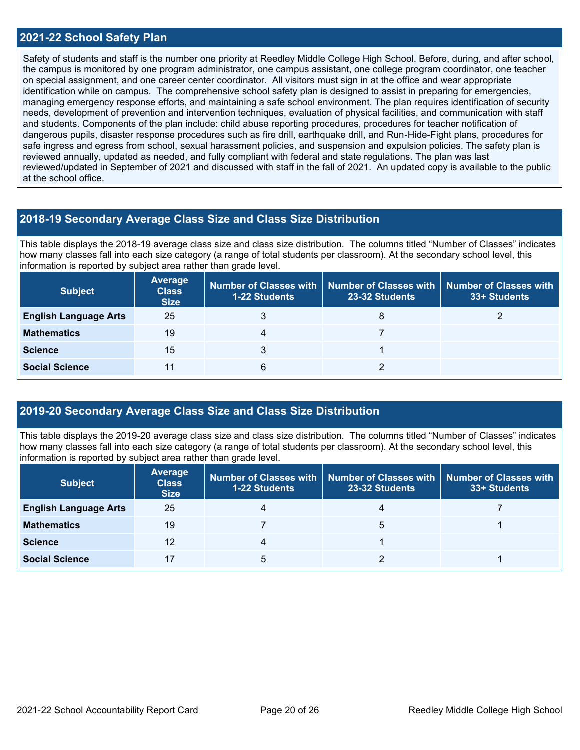## 2021-22 School Safety Plan

Safety of students and staff is the number one priority at Reedley Middle College High School. Before, during, and after school, the campus is monitored by one program administrator, one campus assistant, one college program coordinator, one teacher on special assignment, and one career center coordinator. All visitors must sign in at the office and wear appropriate identification while on campus. The comprehensive school safety plan is designed to assist in preparing for emergencies, managing emergency response efforts, and maintaining a safe school environment. The plan requires identification of security needs, development of prevention and intervention techniques, evaluation of physical facilities, and communication with staff and students. Components of the plan include: child abuse reporting procedures, procedures for teacher notification of dangerous pupils, disaster response procedures such as fire drill, earthquake drill, and Run-Hide-Fight plans, procedures for safe ingress and egress from school, sexual harassment policies, and suspension and expulsion policies. The safety plan is reviewed annually, updated as needed, and fully compliant with federal and state regulations. The plan was last reviewed/updated in September of 2021 and discussed with staff in the fall of 2021. An updated copy is available to the public at the school office.

## 2018-19 Secondary Average Class Size and Class Size Distribution

This table displays the 2018-19 average class size and class size distribution. The columns titled "Number of Classes" indicates how many classes fall into each size category (a range of total students per classroom). At the secondary school level, this information is reported by subject area rather than grade level.

| Subject | Average Class Size | Number of Classes with 1-22 Students | Number of Classes with 23-32 Students | Number of Classes with 33+ Students |
|---|---|---|---|---|
| English Language Arts | 25 | 3 | 8 | 2 |
| Mathematics | 19 | 4 | 7 | |
| Science | 15 | 3 | 1 | |
| Social Science | 11 | 6 | 2 | |

## 2019-20 Secondary Average Class Size and Class Size Distribution

This table displays the 2019-20 average class size and class size distribution. The columns titled "Number of Classes" indicates how many classes fall into each size category (a range of total students per classroom). At the secondary school level, this information is reported by subject area rather than grade level.

| Subject | Average Class Size | Number of Classes with 1-22 Students | Number of Classes with 23-32 Students | Number of Classes with 33+ Students |
|---|---|---|---|---|
| English Language Arts | 25 | 4 | 4 | 7 |
| Mathematics | 19 | 7 | 5 | 1 |
| Science | 12 | 4 | 1 | |
| Social Science | 17 | 5 | 2 | 1 |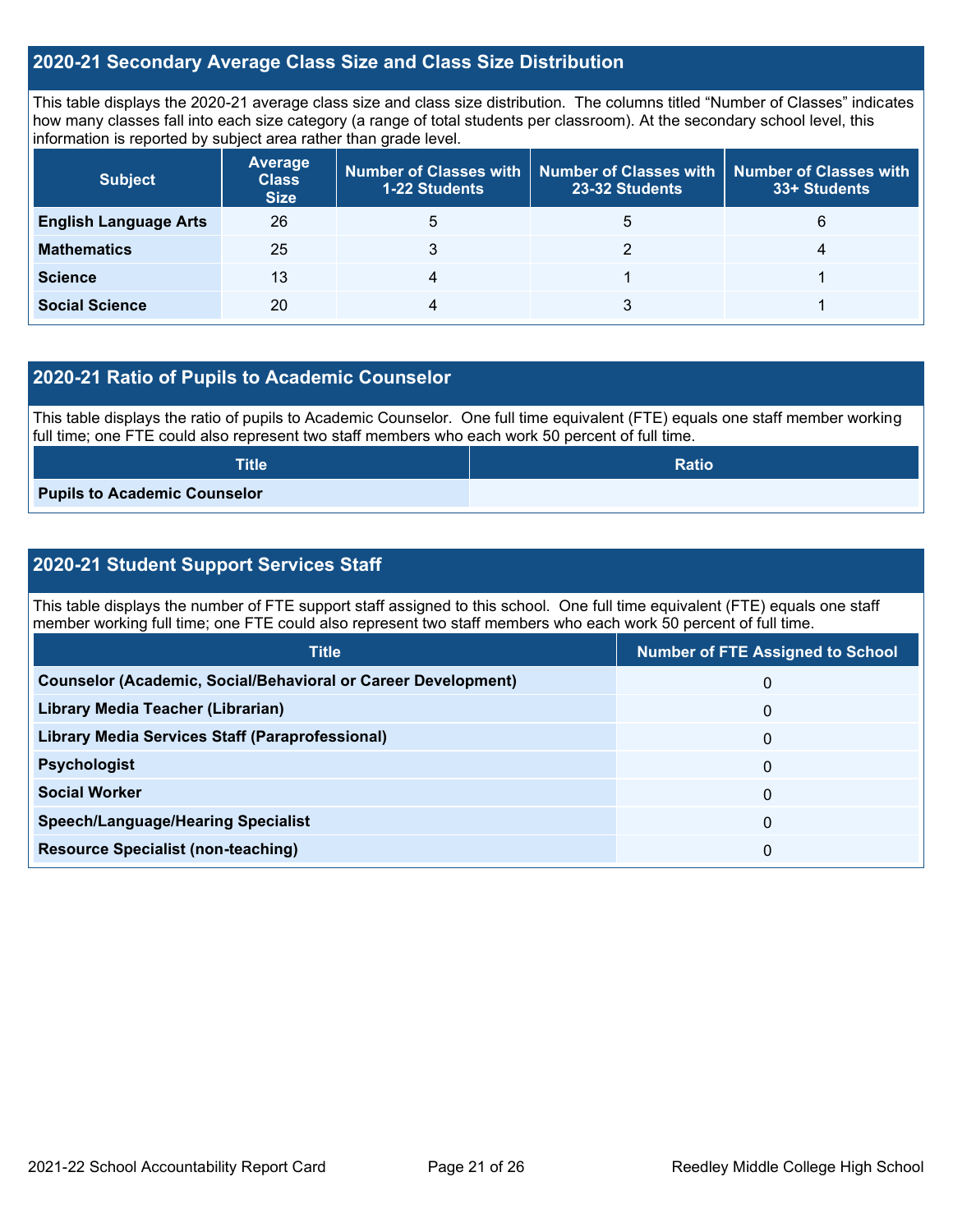## 2020-21 Secondary Average Class Size and Class Size Distribution

This table displays the 2020-21 average class size and class size distribution. The columns titled "Number of Classes" indicates how many classes fall into each size category (a range of total students per classroom). At the secondary school level, this information is reported by subject area rather than grade level.

| Subject | Average Class Size | Number of Classes with 1-22 Students | Number of Classes with 23-32 Students | Number of Classes with 33+ Students |
|---|---|---|---|---|
| **English Language Arts** | 26 | 5 | 5 | 6 |
| **Mathematics** | 25 | 3 | 2 | 4 |
| **Science** | 13 | 4 | 1 | 1 |
| **Social Science** | 20 | 4 | 3 | 1 |

## 2020-21 Ratio of Pupils to Academic Counselor

This table displays the ratio of pupils to Academic Counselor. One full time equivalent (FTE) equals one staff member working full time; one FTE could also represent two staff members who each work 50 percent of full time.

| Title | Ratio |
|---|---|
| **Pupils to Academic Counselor** | |

## 2020-21 Student Support Services Staff

This table displays the number of FTE support staff assigned to this school. One full time equivalent (FTE) equals one staff member working full time; one FTE could also represent two staff members who each work 50 percent of full time.

| Title | Number of FTE Assigned to School |
|---|---|
| **Counselor (Academic, Social/Behavioral or Career Development)** | 0 |
| **Library Media Teacher (Librarian)** | 0 |
| **Library Media Services Staff (Paraprofessional)** | 0 |
| **Psychologist** | 0 |
| **Social Worker** | 0 |
| **Speech/Language/Hearing Specialist** | 0 |
| **Resource Specialist (non-teaching)** | 0 |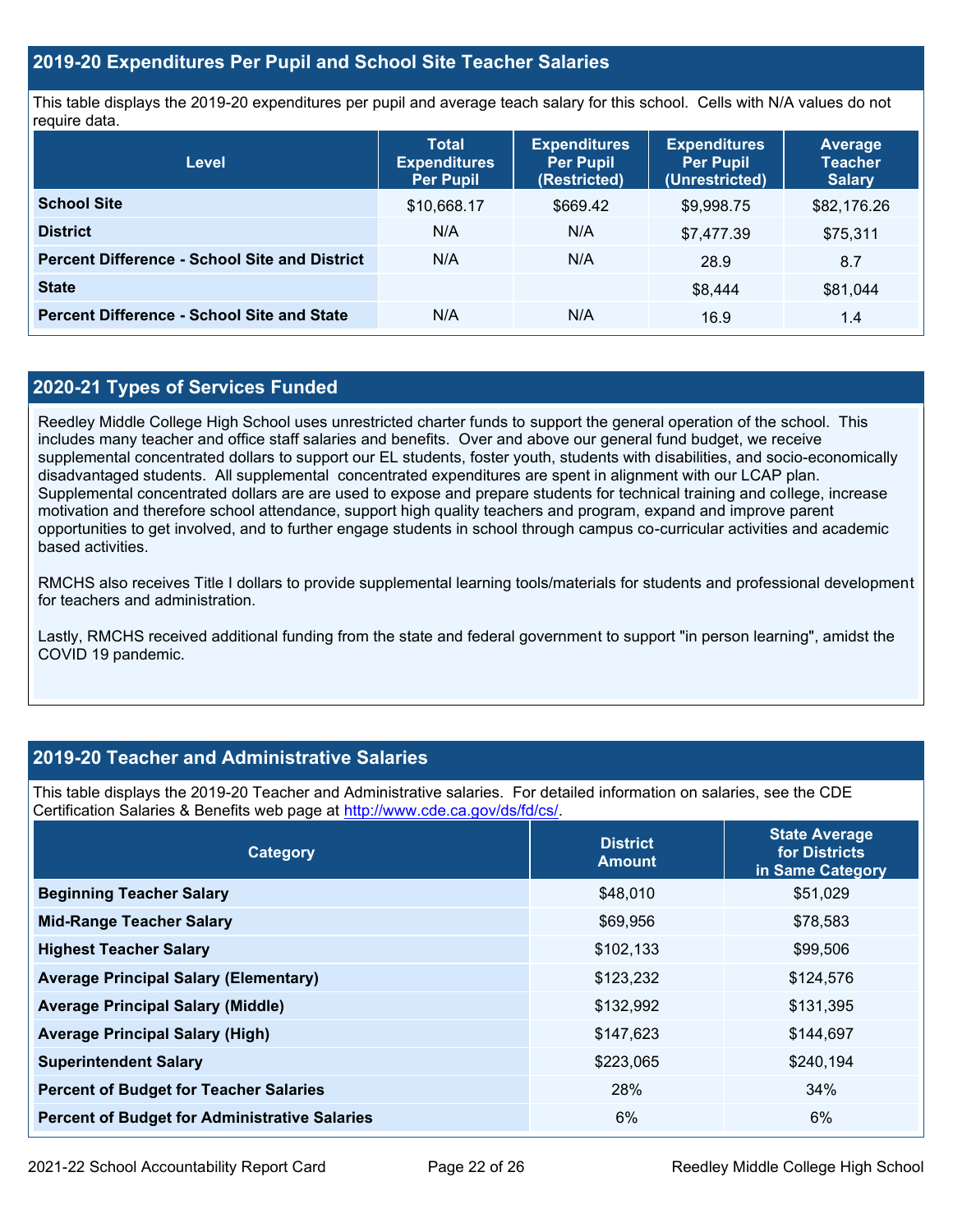## 2019-20 Expenditures Per Pupil and School Site Teacher Salaries

This table displays the 2019-20 expenditures per pupil and average teach salary for this school. Cells with N/A values do not require data.

| Level | Total Expenditures Per Pupil | Expenditures Per Pupil (Restricted) | Expenditures Per Pupil (Unrestricted) | Average Teacher Salary |
|---|---|---|---|---|
| **School Site** | $10,668.17 | $669.42 | $9,998.75 | $82,176.26 |
| **District** | N/A | N/A | $7,477.39 | $75,311 |
| **Percent Difference - School Site and District** | N/A | N/A | 28.9 | 8.7 |
| **State** | | | $8,444 | $81,044 |
| **Percent Difference - School Site and State** | N/A | N/A | 16.9 | 1.4 |

## 2020-21 Types of Services Funded

Reedley Middle College High School uses unrestricted charter funds to support the general operation of the school. This includes many teacher and office staff salaries and benefits. Over and above our general fund budget, we receive supplemental concentrated dollars to support our EL students, foster youth, students with disabilities, and socio-economically disadvantaged students. All supplemental concentrated expenditures are spent in alignment with our LCAP plan. Supplemental concentrated dollars are are used to expose and prepare students for technical training and college, increase motivation and therefore school attendance, support high quality teachers and program, expand and improve parent opportunities to get involved, and to further engage students in school through campus co-curricular activities and academic based activities.

RMCHS also receives Title I dollars to provide supplemental learning tools/materials for students and professional development for teachers and administration.

Lastly, RMCHS received additional funding from the state and federal government to support "in person learning", amidst the COVID 19 pandemic.

## 2019-20 Teacher and Administrative Salaries

This table displays the 2019-20 Teacher and Administrative salaries. For detailed information on salaries, see the CDE Certification Salaries & Benefits web page at http://www.cde.ca.gov/ds/fd/cs/.

| Category | District Amount | State Average for Districts in Same Category |
|---|---|---|
| **Beginning Teacher Salary** | $48,010 | $51,029 |
| **Mid-Range Teacher Salary** | $69,956 | $78,583 |
| **Highest Teacher Salary** | $102,133 | $99,506 |
| **Average Principal Salary (Elementary)** | $123,232 | $124,576 |
| **Average Principal Salary (Middle)** | $132,992 | $131,395 |
| **Average Principal Salary (High)** | $147,623 | $144,697 |
| **Superintendent Salary** | $223,065 | $240,194 |
| **Percent of Budget for Teacher Salaries** | 28% | 34% |
| **Percent of Budget for Administrative Salaries** | 6% | 6% |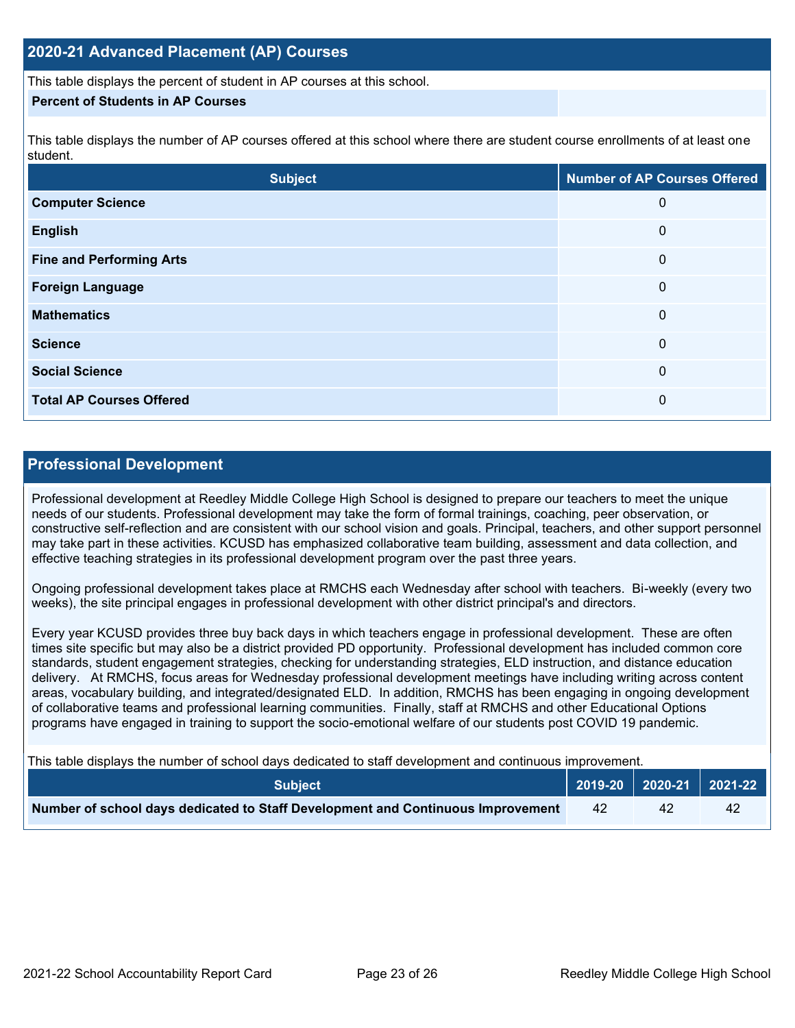## 2020-21 Advanced Placement (AP) Courses

This table displays the percent of student in AP courses at this school.

| | |
|---|---|
| **Percent of Students in AP Courses** | |

This table displays the number of AP courses offered at this school where there are student course enrollments of at least one student.

| Subject | Number of AP Courses Offered |
|---|---|
| **Computer Science** | 0 |
| **English** | 0 |
| **Fine and Performing Arts** | 0 |
| **Foreign Language** | 0 |
| **Mathematics** | 0 |
| **Science** | 0 |
| **Social Science** | 0 |
| **Total AP Courses Offered** | 0 |

## Professional Development

Professional development at Reedley Middle College High School is designed to prepare our teachers to meet the unique needs of our students. Professional development may take the form of formal trainings, coaching, peer observation, or constructive self-reflection and are consistent with our school vision and goals. Principal, teachers, and other support personnel may take part in these activities. KCUSD has emphasized collaborative team building, assessment and data collection, and effective teaching strategies in its professional development program over the past three years.

Ongoing professional development takes place at RMCHS each Wednesday after school with teachers. Bi-weekly (every two weeks), the site principal engages in professional development with other district principal's and directors.

Every year KCUSD provides three buy back days in which teachers engage in professional development. These are often times site specific but may also be a district provided PD opportunity. Professional development has included common core standards, student engagement strategies, checking for understanding strategies, ELD instruction, and distance education delivery. At RMCHS, focus areas for Wednesday professional development meetings have including writing across content areas, vocabulary building, and integrated/designated ELD. In addition, RMCHS has been engaging in ongoing development of collaborative teams and professional learning communities. Finally, staff at RMCHS and other Educational Options programs have engaged in training to support the socio-emotional welfare of our students post COVID 19 pandemic.

This table displays the number of school days dedicated to staff development and continuous improvement.

| Subject | 2019-20 | 2020-21 | 2021-22 |
|---|---|---|---|
| **Number of school days dedicated to Staff Development and Continuous Improvement** | 42 | 42 | 42 |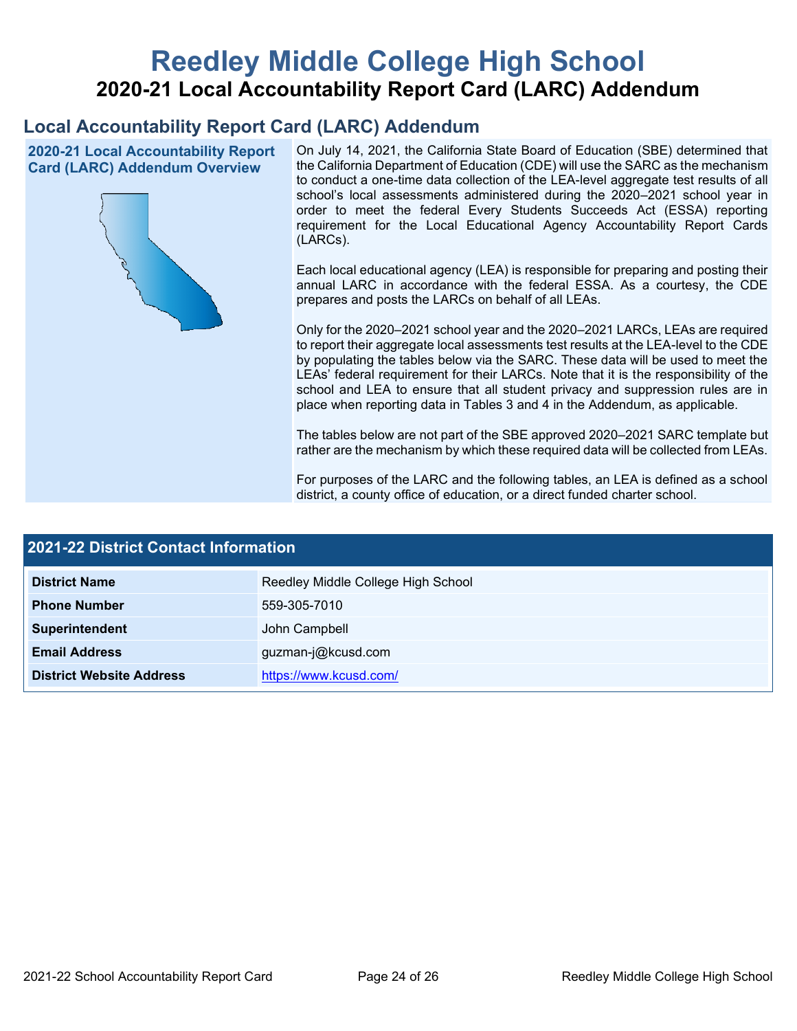# Reedley Middle College High School

## 2020-21 Local Accountability Report Card (LARC) Addendum

## Local Accountability Report Card (LARC) Addendum

### 2020-21 Local Accountability Report Card (LARC) Addendum Overview

On July 14, 2021, the California State Board of Education (SBE) determined that the California Department of Education (CDE) will use the SARC as the mechanism to conduct a one-time data collection of the LEA-level aggregate test results of all school's local assessments administered during the 2020–2021 school year in order to meet the federal Every Students Succeeds Act (ESSA) reporting requirement for the Local Educational Agency Accountability Report Cards (LARCs).

Each local educational agency (LEA) is responsible for preparing and posting their annual LARC in accordance with the federal ESSA. As a courtesy, the CDE prepares and posts the LARCs on behalf of all LEAs.

Only for the 2020–2021 school year and the 2020–2021 LARCs, LEAs are required to report their aggregate local assessments test results at the LEA-level to the CDE by populating the tables below via the SARC. These data will be used to meet the LEAs' federal requirement for their LARCs. Note that it is the responsibility of the school and LEA to ensure that all student privacy and suppression rules are in place when reporting data in Tables 3 and 4 in the Addendum, as applicable.

The tables below are not part of the SBE approved 2020–2021 SARC template but rather are the mechanism by which these required data will be collected from LEAs.

For purposes of the LARC and the following tables, an LEA is defined as a school district, a county office of education, or a direct funded charter school.

### 2021-22 District Contact Information

| | |
|---|---|
| **District Name** | Reedley Middle College High School |
| **Phone Number** | 559-305-7010 |
| **Superintendent** | John Campbell |
| **Email Address** | guzman-j@kcusd.com |
| **District Website Address** | https://www.kcusd.com/ |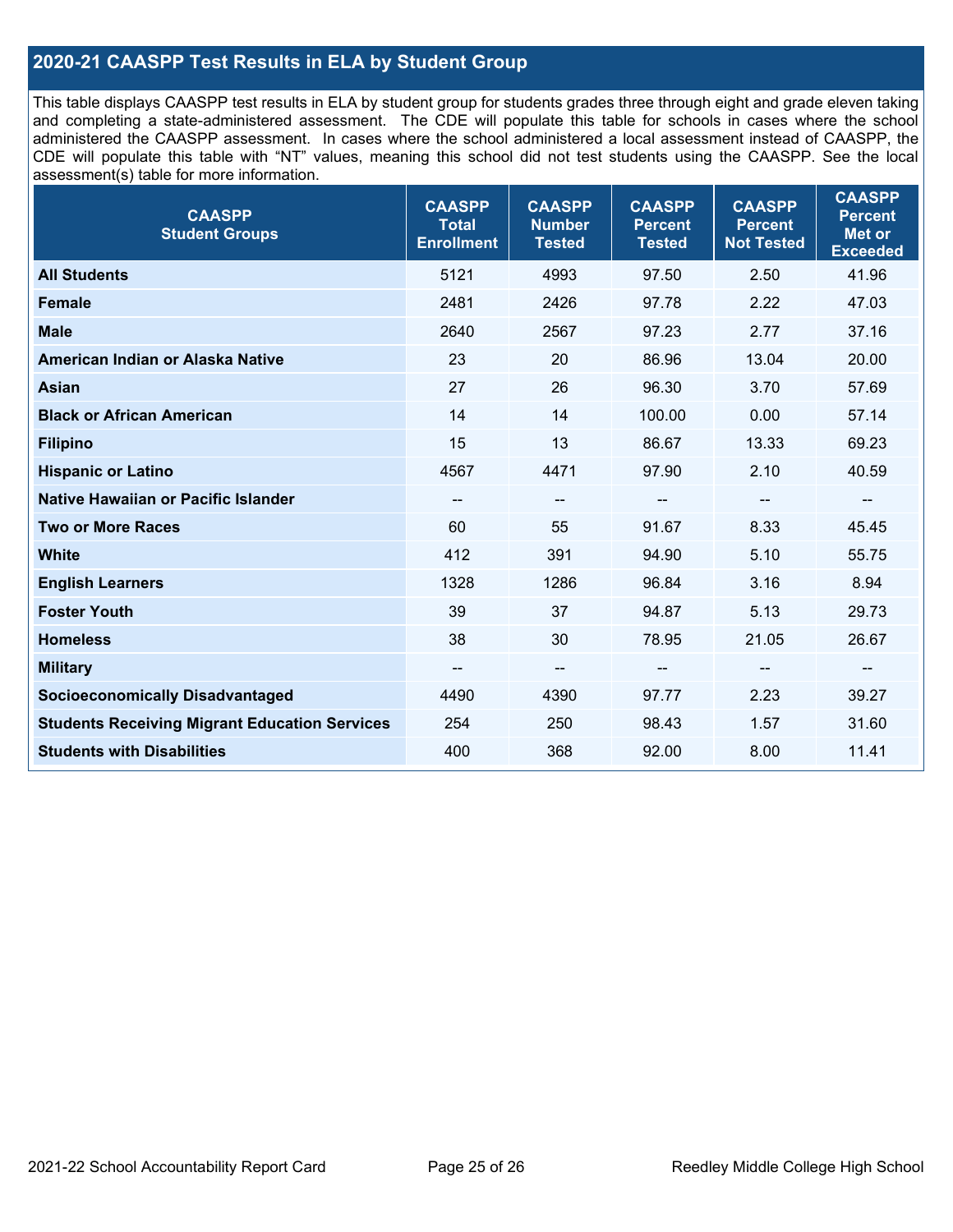## 2020-21 CAASPP Test Results in ELA by Student Group

This table displays CAASPP test results in ELA by student group for students grades three through eight and grade eleven taking and completing a state-administered assessment. The CDE will populate this table for schools in cases where the school administered the CAASPP assessment. In cases where the school administered a local assessment instead of CAASPP, the CDE will populate this table with "NT" values, meaning this school did not test students using the CAASPP. See the local assessment(s) table for more information.

| CAASPP Student Groups | CAASPP Total Enrollment | CAASPP Number Tested | CAASPP Percent Tested | CAASPP Percent Not Tested | CAASPP Percent Met or Exceeded |
|---|---|---|---|---|---|
| **All Students** | 5121 | 4993 | 97.50 | 2.50 | 41.96 |
| **Female** | 2481 | 2426 | 97.78 | 2.22 | 47.03 |
| **Male** | 2640 | 2567 | 97.23 | 2.77 | 37.16 |
| **American Indian or Alaska Native** | 23 | 20 | 86.96 | 13.04 | 20.00 |
| **Asian** | 27 | 26 | 96.30 | 3.70 | 57.69 |
| **Black or African American** | 14 | 14 | 100.00 | 0.00 | 57.14 |
| **Filipino** | 15 | 13 | 86.67 | 13.33 | 69.23 |
| **Hispanic or Latino** | 4567 | 4471 | 97.90 | 2.10 | 40.59 |
| **Native Hawaiian or Pacific Islander** | -- | -- | -- | -- | -- |
| **Two or More Races** | 60 | 55 | 91.67 | 8.33 | 45.45 |
| **White** | 412 | 391 | 94.90 | 5.10 | 55.75 |
| **English Learners** | 1328 | 1286 | 96.84 | 3.16 | 8.94 |
| **Foster Youth** | 39 | 37 | 94.87 | 5.13 | 29.73 |
| **Homeless** | 38 | 30 | 78.95 | 21.05 | 26.67 |
| **Military** | -- | -- | -- | -- | -- |
| **Socioeconomically Disadvantaged** | 4490 | 4390 | 97.77 | 2.23 | 39.27 |
| **Students Receiving Migrant Education Services** | 254 | 250 | 98.43 | 1.57 | 31.60 |
| **Students with Disabilities** | 400 | 368 | 92.00 | 8.00 | 11.41 |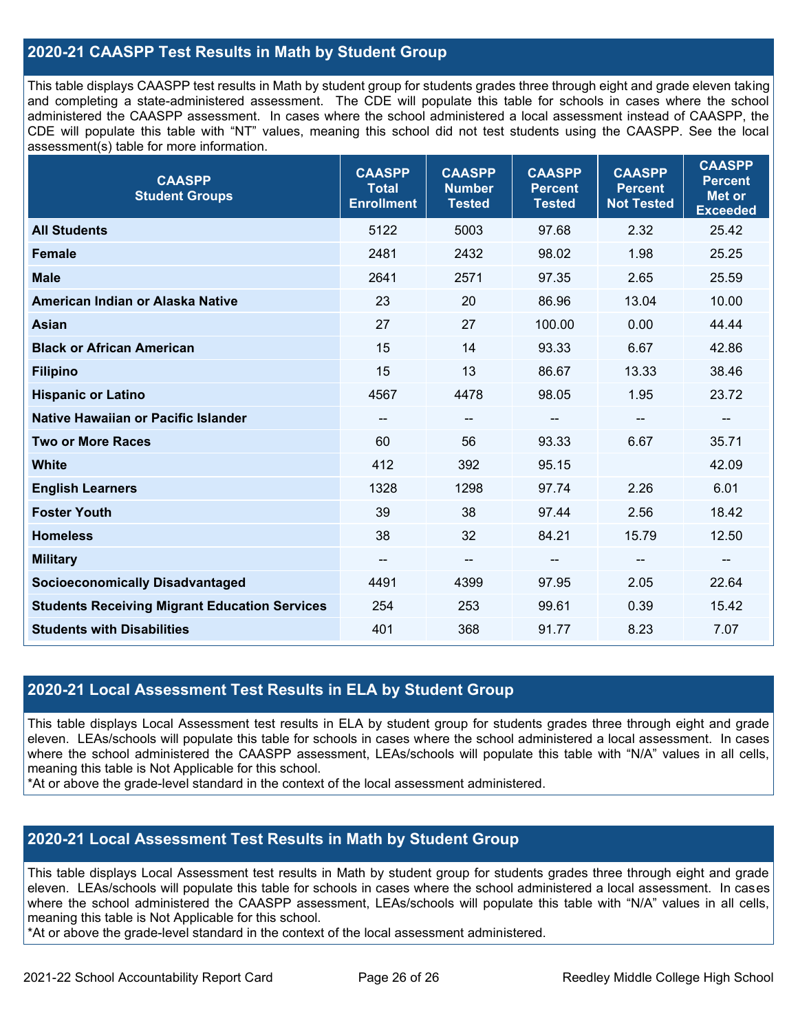## 2020-21 CAASPP Test Results in Math by Student Group

This table displays CAASPP test results in Math by student group for students grades three through eight and grade eleven taking and completing a state-administered assessment. The CDE will populate this table for schools in cases where the school administered the CAASPP assessment. In cases where the school administered a local assessment instead of CAASPP, the CDE will populate this table with "NT" values, meaning this school did not test students using the CAASPP. See the local assessment(s) table for more information.

| CAASPP Student Groups | CAASPP Total Enrollment | CAASPP Number Tested | CAASPP Percent Tested | CAASPP Percent Not Tested | CAASPP Percent Met or Exceeded |
|---|---|---|---|---|---|
| **All Students** | 5122 | 5003 | 97.68 | 2.32 | 25.42 |
| **Female** | 2481 | 2432 | 98.02 | 1.98 | 25.25 |
| **Male** | 2641 | 2571 | 97.35 | 2.65 | 25.59 |
| **American Indian or Alaska Native** | 23 | 20 | 86.96 | 13.04 | 10.00 |
| **Asian** | 27 | 27 | 100.00 | 0.00 | 44.44 |
| **Black or African American** | 15 | 14 | 93.33 | 6.67 | 42.86 |
| **Filipino** | 15 | 13 | 86.67 | 13.33 | 38.46 |
| **Hispanic or Latino** | 4567 | 4478 | 98.05 | 1.95 | 23.72 |
| **Native Hawaiian or Pacific Islander** | -- | -- | -- | -- | -- |
| **Two or More Races** | 60 | 56 | 93.33 | 6.67 | 35.71 |
| **White** | 412 | 392 | 95.15 | | 42.09 |
| **English Learners** | 1328 | 1298 | 97.74 | 2.26 | 6.01 |
| **Foster Youth** | 39 | 38 | 97.44 | 2.56 | 18.42 |
| **Homeless** | 38 | 32 | 84.21 | 15.79 | 12.50 |
| **Military** | -- | -- | -- | -- | -- |
| **Socioeconomically Disadvantaged** | 4491 | 4399 | 97.95 | 2.05 | 22.64 |
| **Students Receiving Migrant Education Services** | 254 | 253 | 99.61 | 0.39 | 15.42 |
| **Students with Disabilities** | 401 | 368 | 91.77 | 8.23 | 7.07 |

## 2020-21 Local Assessment Test Results in ELA by Student Group

This table displays Local Assessment test results in ELA by student group for students grades three through eight and grade eleven. LEAs/schools will populate this table for schools in cases where the school administered a local assessment. In cases where the school administered the CAASPP assessment, LEAs/schools will populate this table with "N/A" values in all cells, meaning this table is Not Applicable for this school.
*At or above the grade-level standard in the context of the local assessment administered.

## 2020-21 Local Assessment Test Results in Math by Student Group

This table displays Local Assessment test results in Math by student group for students grades three through eight and grade eleven. LEAs/schools will populate this table for schools in cases where the school administered a local assessment. In cases where the school administered the CAASPP assessment, LEAs/schools will populate this table with "N/A" values in all cells, meaning this table is Not Applicable for this school.
*At or above the grade-level standard in the context of the local assessment administered.